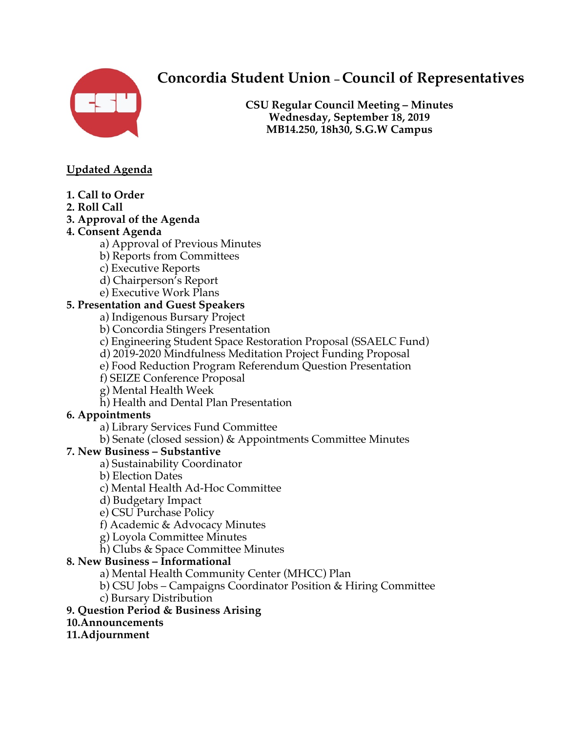# Concordia Student Union – Council of Representatives

**CSU Regular Council Meeting – Minutes**
**Wednesday, September 18, 2019**
**MB14.250, 18h30, S.G.W Campus**

<u>**Updated Agenda**</u>

**1. Call to Order**
**2. Roll Call**
**3. Approval of the Agenda**
**4. Consent Agenda**
- a) Approval of Previous Minutes
- b) Reports from Committees
- c) Executive Reports
- d) Chairperson's Report
- e) Executive Work Plans

**5. Presentation and Guest Speakers**
- a) Indigenous Bursary Project
- b) Concordia Stingers Presentation
- c) Engineering Student Space Restoration Proposal (SSAELC Fund)
- d) 2019-2020 Mindfulness Meditation Project Funding Proposal
- e) Food Reduction Program Referendum Question Presentation
- f) SEIZE Conference Proposal
- g) Mental Health Week
- h) Health and Dental Plan Presentation

**6. Appointments**
- a) Library Services Fund Committee
- b) Senate (closed session) & Appointments Committee Minutes

**7. New Business – Substantive**
- a) Sustainability Coordinator
- b) Election Dates
- c) Mental Health Ad-Hoc Committee
- d) Budgetary Impact
- e) CSU Purchase Policy
- f) Academic & Advocacy Minutes
- g) Loyola Committee Minutes
- h) Clubs & Space Committee Minutes

**8. New Business – Informational**
- a) Mental Health Community Center (MHCC) Plan
- b) CSU Jobs – Campaigns Coordinator Position & Hiring Committee
- c) Bursary Distribution

**9. Question Period & Business Arising**
**10. Announcements**
**11. Adjournment**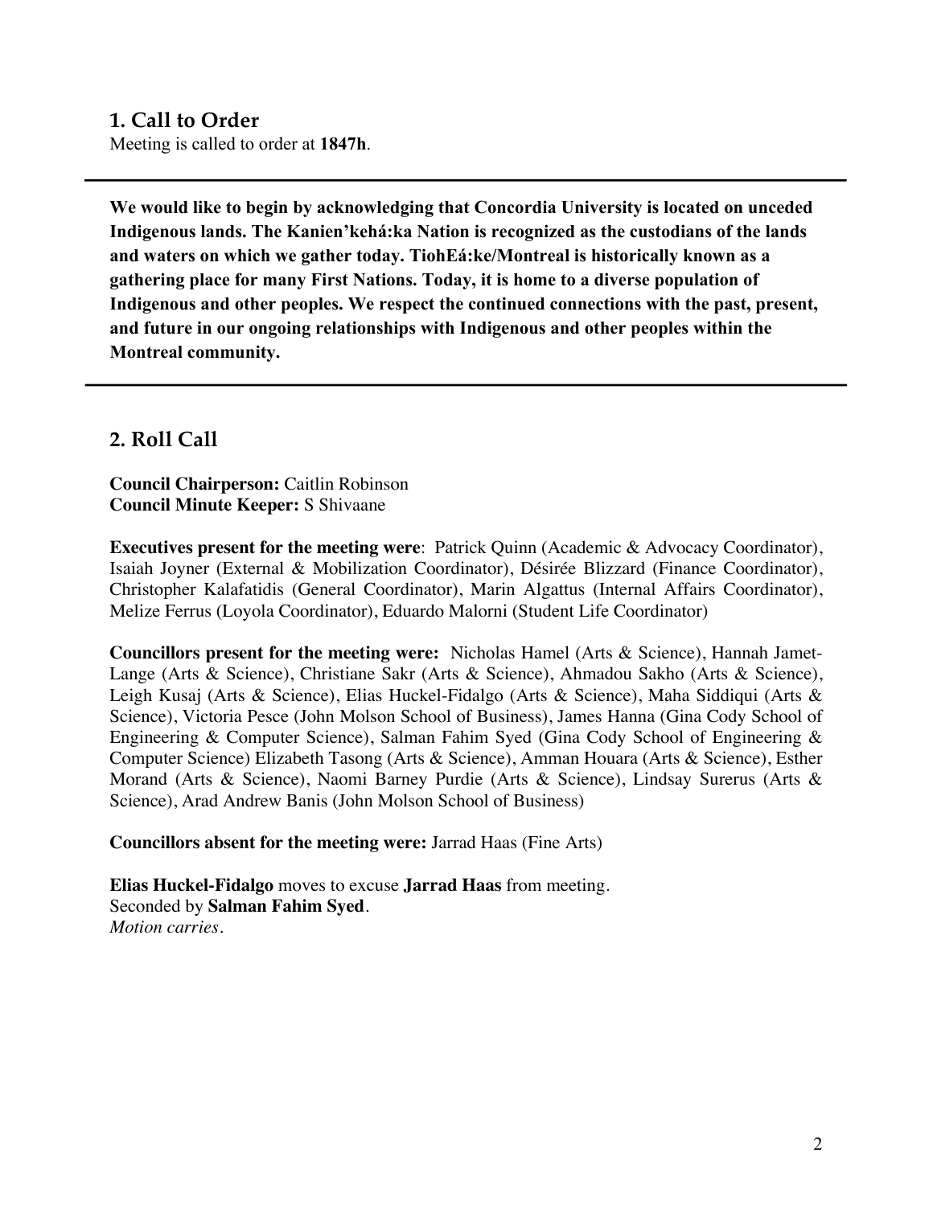## 1. Call to Order

Meeting is called to order at **1847h**.

---

**We would like to begin by acknowledging that Concordia University is located on unceded Indigenous lands. The Kanien'kehá:ka Nation is recognized as the custodians of the lands and waters on which we gather today. TiohEá:ke/Montreal is historically known as a gathering place for many First Nations. Today, it is home to a diverse population of Indigenous and other peoples. We respect the continued connections with the past, present, and future in our ongoing relationships with Indigenous and other peoples within the Montreal community.**

---

## 2. Roll Call

**Council Chairperson:** Caitlin Robinson
**Council Minute Keeper:** S Shivaane

**Executives present for the meeting were**: Patrick Quinn (Academic & Advocacy Coordinator), Isaiah Joyner (External & Mobilization Coordinator), Désirée Blizzard (Finance Coordinator), Christopher Kalafatidis (General Coordinator), Marin Algattus (Internal Affairs Coordinator), Melize Ferrus (Loyola Coordinator), Eduardo Malorni (Student Life Coordinator)

**Councillors present for the meeting were:** Nicholas Hamel (Arts & Science), Hannah Jamet-Lange (Arts & Science), Christiane Sakr (Arts & Science), Ahmadou Sakho (Arts & Science), Leigh Kusaj (Arts & Science), Elias Huckel-Fidalgo (Arts & Science), Maha Siddiqui (Arts & Science), Victoria Pesce (John Molson School of Business), James Hanna (Gina Cody School of Engineering & Computer Science), Salman Fahim Syed (Gina Cody School of Engineering & Computer Science) Elizabeth Tasong (Arts & Science), Amman Houara (Arts & Science), Esther Morand (Arts & Science), Naomi Barney Purdie (Arts & Science), Lindsay Surerus (Arts & Science), Arad Andrew Banis (John Molson School of Business)

**Councillors absent for the meeting were:** Jarrad Haas (Fine Arts)

**Elias Huckel-Fidalgo** moves to excuse **Jarrad Haas** from meeting.
Seconded by **Salman Fahim Syed**.
*Motion carries.*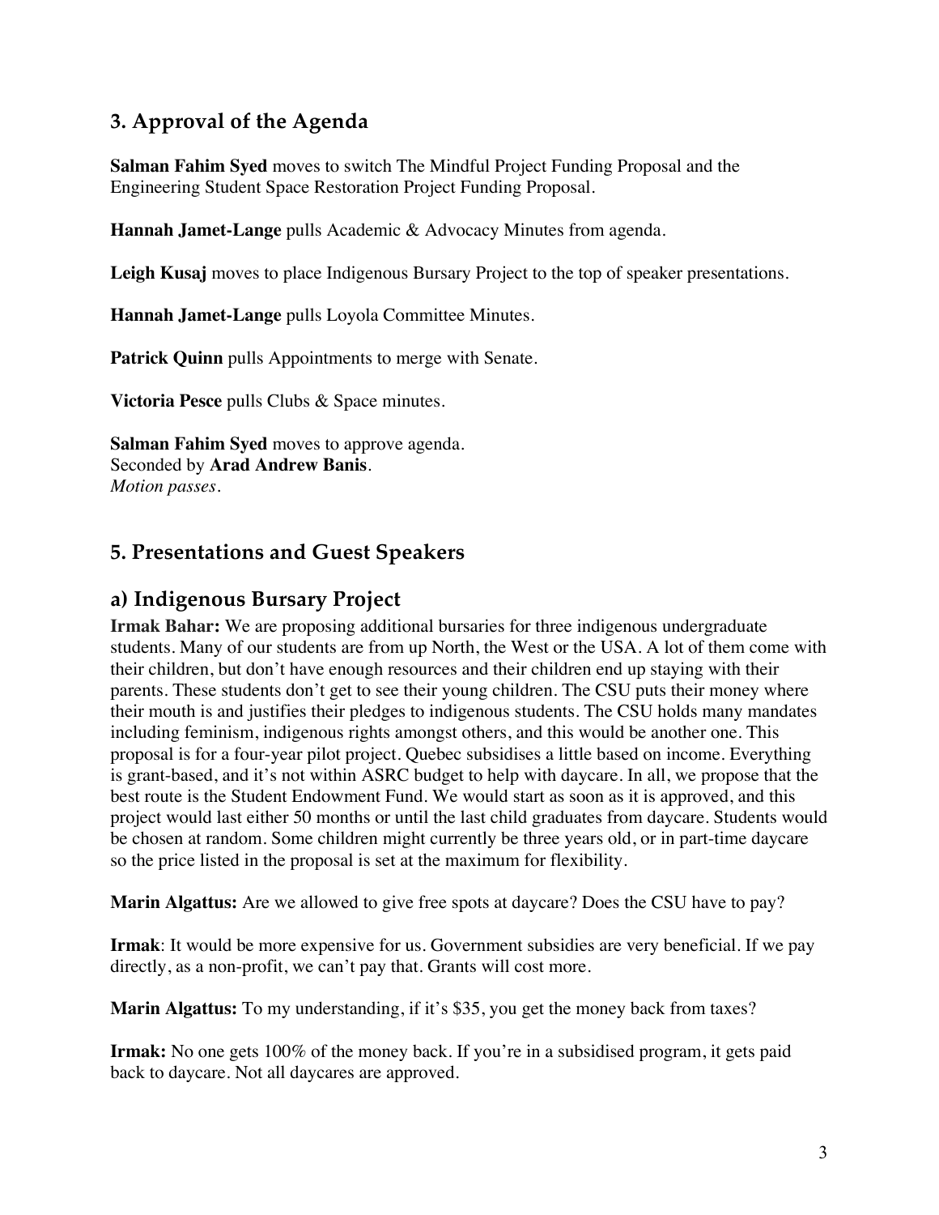## 3. Approval of the Agenda

**Salman Fahim Syed** moves to switch The Mindful Project Funding Proposal and the Engineering Student Space Restoration Project Funding Proposal.

**Hannah Jamet-Lange** pulls Academic & Advocacy Minutes from agenda.

**Leigh Kusaj** moves to place Indigenous Bursary Project to the top of speaker presentations.

**Hannah Jamet-Lange** pulls Loyola Committee Minutes.

**Patrick Quinn** pulls Appointments to merge with Senate.

**Victoria Pesce** pulls Clubs & Space minutes.

**Salman Fahim Syed** moves to approve agenda.
Seconded by **Arad Andrew Banis**.
*Motion passes.*

## 5. Presentations and Guest Speakers

### a) Indigenous Bursary Project

**Irmak Bahar:** We are proposing additional bursaries for three indigenous undergraduate students. Many of our students are from up North, the West or the USA. A lot of them come with their children, but don't have enough resources and their children end up staying with their parents. These students don't get to see their young children. The CSU puts their money where their mouth is and justifies their pledges to indigenous students. The CSU holds many mandates including feminism, indigenous rights amongst others, and this would be another one. This proposal is for a four-year pilot project. Quebec subsidises a little based on income. Everything is grant-based, and it's not within ASRC budget to help with daycare. In all, we propose that the best route is the Student Endowment Fund. We would start as soon as it is approved, and this project would last either 50 months or until the last child graduates from daycare. Students would be chosen at random. Some children might currently be three years old, or in part-time daycare so the price listed in the proposal is set at the maximum for flexibility.

**Marin Algattus:** Are we allowed to give free spots at daycare? Does the CSU have to pay?

**Irmak**: It would be more expensive for us. Government subsidies are very beneficial. If we pay directly, as a non-profit, we can't pay that. Grants will cost more.

**Marin Algattus:** To my understanding, if it's $35, you get the money back from taxes?

**Irmak:** No one gets 100% of the money back. If you're in a subsidised program, it gets paid back to daycare. Not all daycares are approved.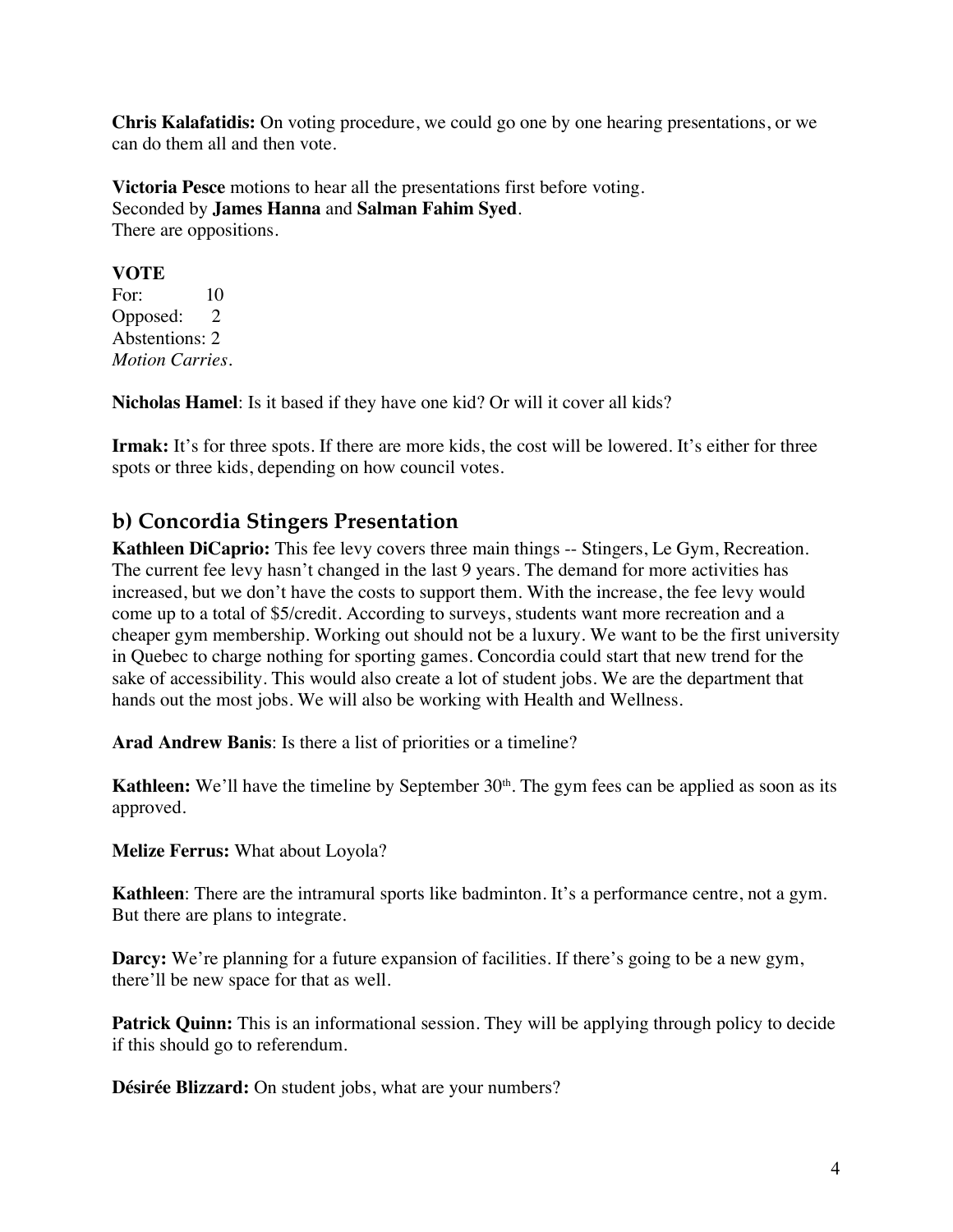**Chris Kalafatidis:** On voting procedure, we could go one by one hearing presentations, or we can do them all and then vote.

**Victoria Pesce** motions to hear all the presentations first before voting.
Seconded by **James Hanna** and **Salman Fahim Syed**.
There are oppositions.

**VOTE**
For: 10
Opposed: 2
Abstentions: 2
*Motion Carries.*

**Nicholas Hamel**: Is it based if they have one kid? Or will it cover all kids?

**Irmak:** It's for three spots. If there are more kids, the cost will be lowered. It's either for three spots or three kids, depending on how council votes.

## b) Concordia Stingers Presentation

**Kathleen DiCaprio:** This fee levy covers three main things -- Stingers, Le Gym, Recreation. The current fee levy hasn't changed in the last 9 years. The demand for more activities has increased, but we don't have the costs to support them. With the increase, the fee levy would come up to a total of $5/credit. According to surveys, students want more recreation and a cheaper gym membership. Working out should not be a luxury. We want to be the first university in Quebec to charge nothing for sporting games. Concordia could start that new trend for the sake of accessibility. This would also create a lot of student jobs. We are the department that hands out the most jobs. We will also be working with Health and Wellness.

**Arad Andrew Banis**: Is there a list of priorities or a timeline?

**Kathleen:** We'll have the timeline by September 30th. The gym fees can be applied as soon as its approved.

**Melize Ferrus:** What about Loyola?

**Kathleen**: There are the intramural sports like badminton. It's a performance centre, not a gym. But there are plans to integrate.

**Darcy:** We're planning for a future expansion of facilities. If there's going to be a new gym, there'll be new space for that as well.

**Patrick Quinn:** This is an informational session. They will be applying through policy to decide if this should go to referendum.

**Désirée Blizzard:** On student jobs, what are your numbers?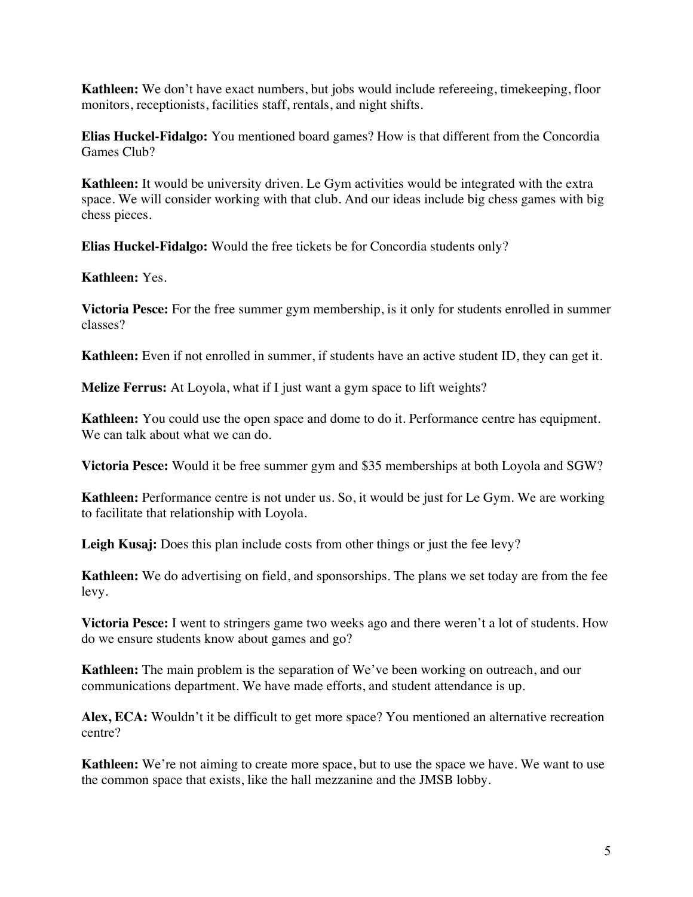**Kathleen:** We don't have exact numbers, but jobs would include refereeing, timekeeping, floor monitors, receptionists, facilities staff, rentals, and night shifts.

**Elias Huckel-Fidalgo:** You mentioned board games? How is that different from the Concordia Games Club?

**Kathleen:** It would be university driven. Le Gym activities would be integrated with the extra space. We will consider working with that club. And our ideas include big chess games with big chess pieces.

**Elias Huckel-Fidalgo:** Would the free tickets be for Concordia students only?

**Kathleen:** Yes.

**Victoria Pesce:** For the free summer gym membership, is it only for students enrolled in summer classes?

**Kathleen:** Even if not enrolled in summer, if students have an active student ID, they can get it.

**Melize Ferrus:** At Loyola, what if I just want a gym space to lift weights?

**Kathleen:** You could use the open space and dome to do it. Performance centre has equipment. We can talk about what we can do.

**Victoria Pesce:** Would it be free summer gym and $35 memberships at both Loyola and SGW?

**Kathleen:** Performance centre is not under us. So, it would be just for Le Gym. We are working to facilitate that relationship with Loyola.

**Leigh Kusaj:** Does this plan include costs from other things or just the fee levy?

**Kathleen:** We do advertising on field, and sponsorships. The plans we set today are from the fee levy.

**Victoria Pesce:** I went to stringers game two weeks ago and there weren't a lot of students. How do we ensure students know about games and go?

**Kathleen:** The main problem is the separation of We've been working on outreach, and our communications department. We have made efforts, and student attendance is up.

**Alex, ECA:** Wouldn't it be difficult to get more space? You mentioned an alternative recreation centre?

**Kathleen:** We're not aiming to create more space, but to use the space we have. We want to use the common space that exists, like the hall mezzanine and the JMSB lobby.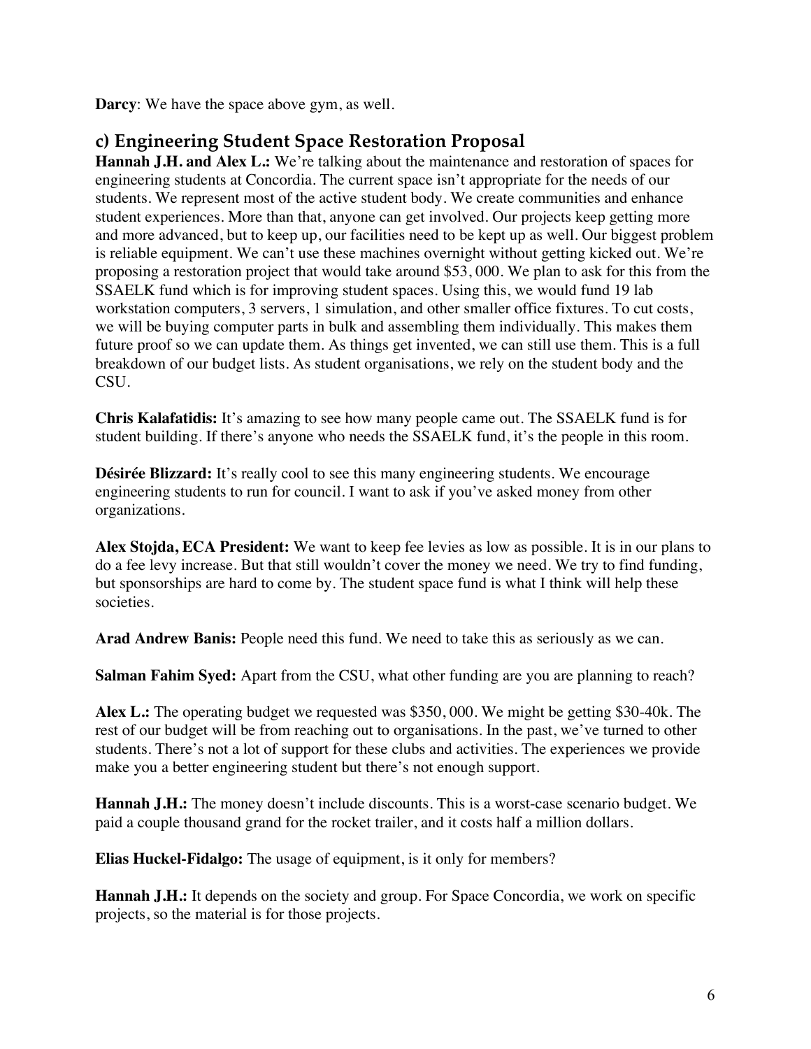**Darcy**: We have the space above gym, as well.

## c) Engineering Student Space Restoration Proposal

**Hannah J.H. and Alex L.:** We're talking about the maintenance and restoration of spaces for engineering students at Concordia. The current space isn't appropriate for the needs of our students. We represent most of the active student body. We create communities and enhance student experiences. More than that, anyone can get involved. Our projects keep getting more and more advanced, but to keep up, our facilities need to be kept up as well. Our biggest problem is reliable equipment. We can't use these machines overnight without getting kicked out. We're proposing a restoration project that would take around $53, 000. We plan to ask for this from the SSAELK fund which is for improving student spaces. Using this, we would fund 19 lab workstation computers, 3 servers, 1 simulation, and other smaller office fixtures. To cut costs, we will be buying computer parts in bulk and assembling them individually. This makes them future proof so we can update them. As things get invented, we can still use them. This is a full breakdown of our budget lists. As student organisations, we rely on the student body and the CSU.

**Chris Kalafatidis:** It's amazing to see how many people came out. The SSAELK fund is for student building. If there's anyone who needs the SSAELK fund, it's the people in this room.

**Désirée Blizzard:** It's really cool to see this many engineering students. We encourage engineering students to run for council. I want to ask if you've asked money from other organizations.

**Alex Stojda, ECA President:** We want to keep fee levies as low as possible. It is in our plans to do a fee levy increase. But that still wouldn't cover the money we need. We try to find funding, but sponsorships are hard to come by. The student space fund is what I think will help these societies.

**Arad Andrew Banis:** People need this fund. We need to take this as seriously as we can.

**Salman Fahim Syed:** Apart from the CSU, what other funding are you are planning to reach?

**Alex L.:** The operating budget we requested was $350, 000. We might be getting $30-40k. The rest of our budget will be from reaching out to organisations. In the past, we've turned to other students. There's not a lot of support for these clubs and activities. The experiences we provide make you a better engineering student but there's not enough support.

**Hannah J.H.:** The money doesn't include discounts. This is a worst-case scenario budget. We paid a couple thousand grand for the rocket trailer, and it costs half a million dollars.

**Elias Huckel-Fidalgo:** The usage of equipment, is it only for members?

**Hannah J.H.:** It depends on the society and group. For Space Concordia, we work on specific projects, so the material is for those projects.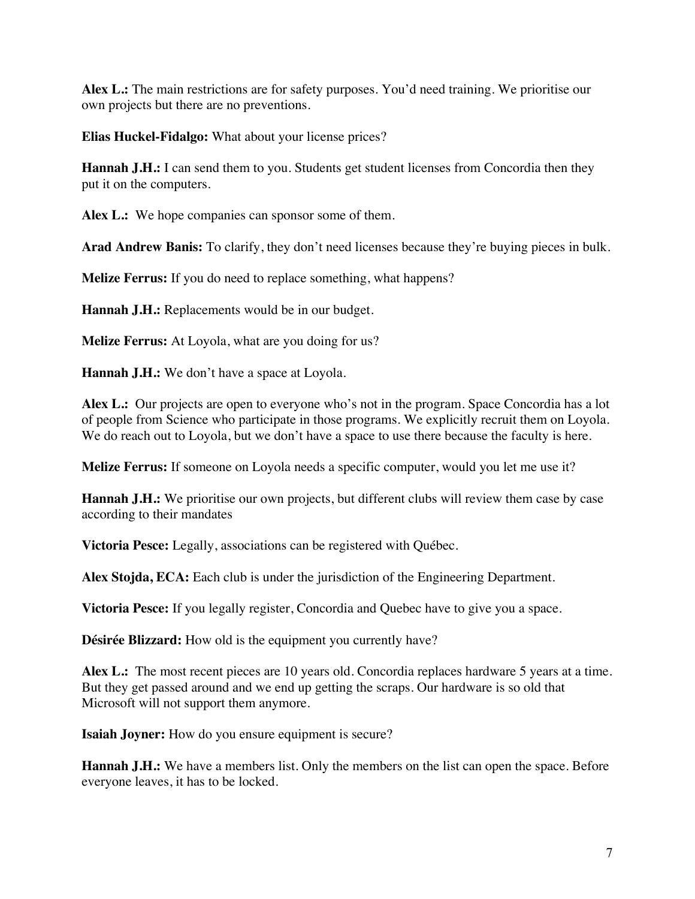**Alex L.:** The main restrictions are for safety purposes. You'd need training. We prioritise our own projects but there are no preventions.

**Elias Huckel-Fidalgo:** What about your license prices?

**Hannah J.H.:** I can send them to you. Students get student licenses from Concordia then they put it on the computers.

**Alex L.:** We hope companies can sponsor some of them.

**Arad Andrew Banis:** To clarify, they don't need licenses because they're buying pieces in bulk.

**Melize Ferrus:** If you do need to replace something, what happens?

**Hannah J.H.:** Replacements would be in our budget.

**Melize Ferrus:** At Loyola, what are you doing for us?

**Hannah J.H.:** We don't have a space at Loyola.

**Alex L.:** Our projects are open to everyone who's not in the program. Space Concordia has a lot of people from Science who participate in those programs. We explicitly recruit them on Loyola. We do reach out to Loyola, but we don't have a space to use there because the faculty is here.

**Melize Ferrus:** If someone on Loyola needs a specific computer, would you let me use it?

**Hannah J.H.:** We prioritise our own projects, but different clubs will review them case by case according to their mandates

**Victoria Pesce:** Legally, associations can be registered with Québec.

**Alex Stojda, ECA:** Each club is under the jurisdiction of the Engineering Department.

**Victoria Pesce:** If you legally register, Concordia and Quebec have to give you a space.

**Désirée Blizzard:** How old is the equipment you currently have?

**Alex L.:** The most recent pieces are 10 years old. Concordia replaces hardware 5 years at a time. But they get passed around and we end up getting the scraps. Our hardware is so old that Microsoft will not support them anymore.

**Isaiah Joyner:** How do you ensure equipment is secure?

**Hannah J.H.:** We have a members list. Only the members on the list can open the space. Before everyone leaves, it has to be locked.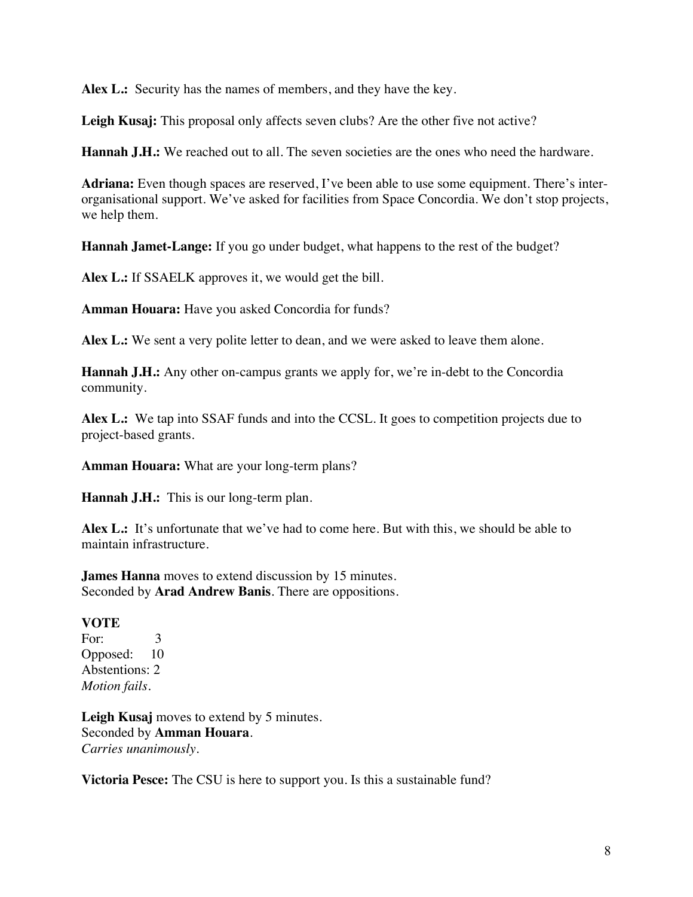**Alex L.:** Security has the names of members, and they have the key.

**Leigh Kusaj:** This proposal only affects seven clubs? Are the other five not active?

**Hannah J.H.:** We reached out to all. The seven societies are the ones who need the hardware.

**Adriana:** Even though spaces are reserved, I've been able to use some equipment. There's inter-organisational support. We've asked for facilities from Space Concordia. We don't stop projects, we help them.

**Hannah Jamet-Lange:** If you go under budget, what happens to the rest of the budget?

**Alex L.:** If SSAELK approves it, we would get the bill.

**Amman Houara:** Have you asked Concordia for funds?

**Alex L.:** We sent a very polite letter to dean, and we were asked to leave them alone.

**Hannah J.H.:** Any other on-campus grants we apply for, we're in-debt to the Concordia community.

**Alex L.:** We tap into SSAF funds and into the CCSL. It goes to competition projects due to project-based grants.

**Amman Houara:** What are your long-term plans?

**Hannah J.H.:** This is our long-term plan.

**Alex L.:** It's unfortunate that we've had to come here. But with this, we should be able to maintain infrastructure.

**James Hanna** moves to extend discussion by 15 minutes.
Seconded by **Arad Andrew Banis**. There are oppositions.

**VOTE**
For: 3
Opposed: 10
Abstentions: 2
*Motion fails.*

**Leigh Kusaj** moves to extend by 5 minutes.
Seconded by **Amman Houara**.
*Carries unanimously.*

**Victoria Pesce:** The CSU is here to support you. Is this a sustainable fund?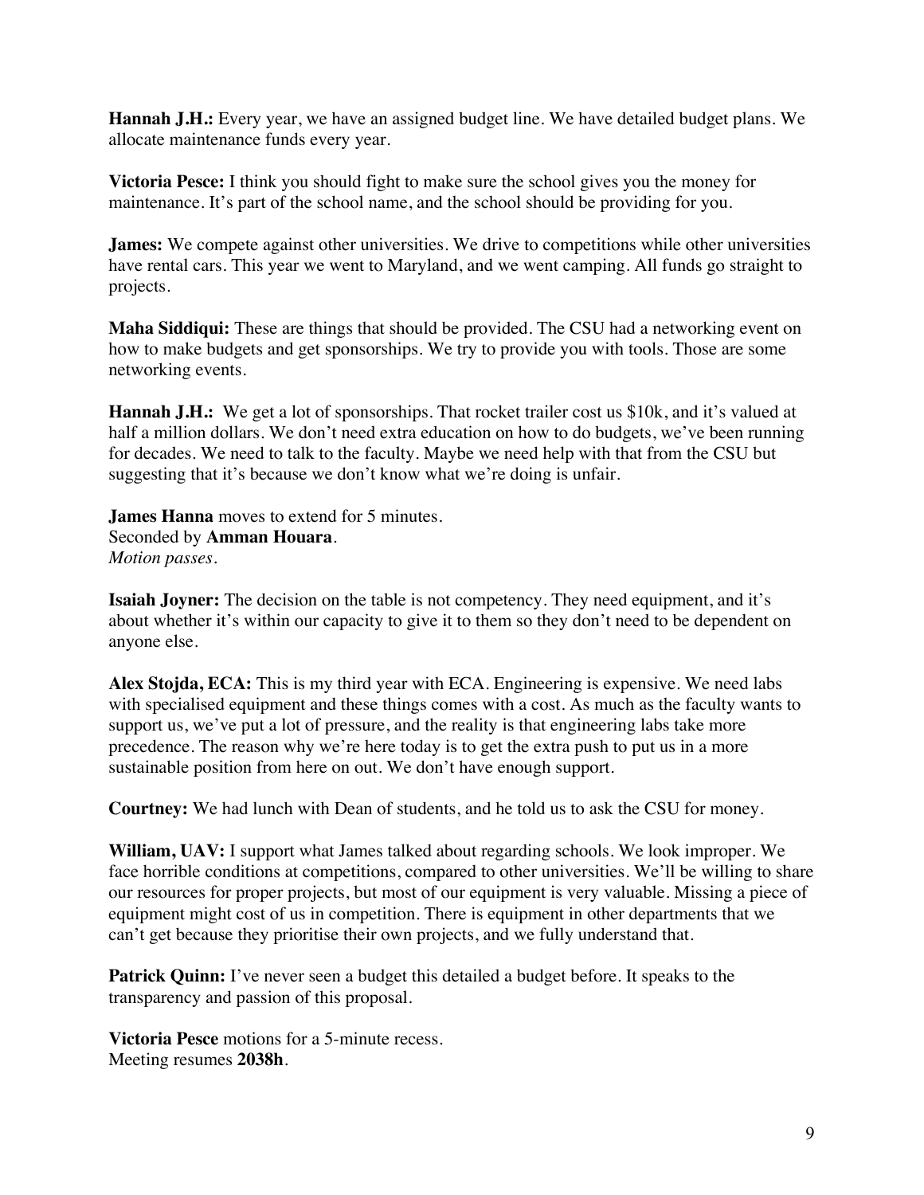**Hannah J.H.:** Every year, we have an assigned budget line. We have detailed budget plans. We allocate maintenance funds every year.

**Victoria Pesce:** I think you should fight to make sure the school gives you the money for maintenance. It's part of the school name, and the school should be providing for you.

**James:** We compete against other universities. We drive to competitions while other universities have rental cars. This year we went to Maryland, and we went camping. All funds go straight to projects.

**Maha Siddiqui:** These are things that should be provided. The CSU had a networking event on how to make budgets and get sponsorships. We try to provide you with tools. Those are some networking events.

**Hannah J.H.:** We get a lot of sponsorships. That rocket trailer cost us $10k, and it's valued at half a million dollars. We don't need extra education on how to do budgets, we've been running for decades. We need to talk to the faculty. Maybe we need help with that from the CSU but suggesting that it's because we don't know what we're doing is unfair.

**James Hanna** moves to extend for 5 minutes.
Seconded by **Amman Houara**.
*Motion passes.*

**Isaiah Joyner:** The decision on the table is not competency. They need equipment, and it's about whether it's within our capacity to give it to them so they don't need to be dependent on anyone else.

**Alex Stojda, ECA:** This is my third year with ECA. Engineering is expensive. We need labs with specialised equipment and these things comes with a cost. As much as the faculty wants to support us, we've put a lot of pressure, and the reality is that engineering labs take more precedence. The reason why we're here today is to get the extra push to put us in a more sustainable position from here on out. We don't have enough support.

**Courtney:** We had lunch with Dean of students, and he told us to ask the CSU for money.

**William, UAV:** I support what James talked about regarding schools. We look improper. We face horrible conditions at competitions, compared to other universities. We'll be willing to share our resources for proper projects, but most of our equipment is very valuable. Missing a piece of equipment might cost of us in competition. There is equipment in other departments that we can't get because they prioritise their own projects, and we fully understand that.

**Patrick Quinn:** I've never seen a budget this detailed a budget before. It speaks to the transparency and passion of this proposal.

**Victoria Pesce** motions for a 5-minute recess.
Meeting resumes **2038h**.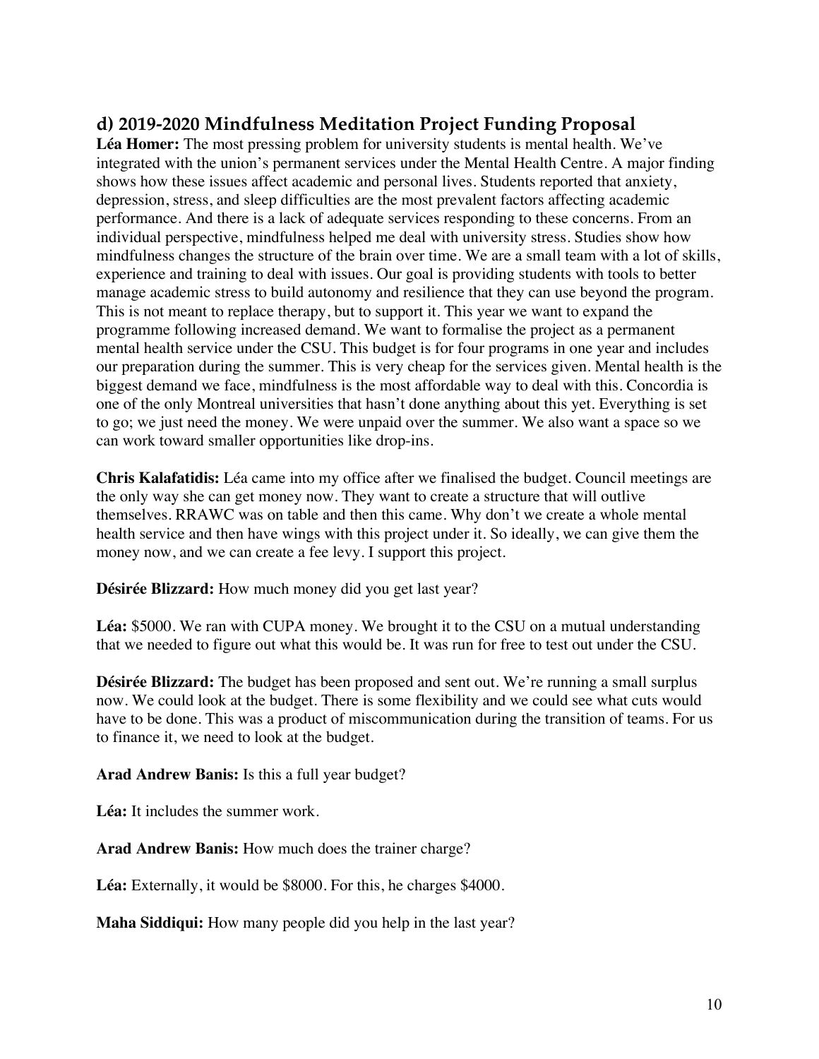## d) 2019-2020 Mindfulness Meditation Project Funding Proposal

**Léa Homer:** The most pressing problem for university students is mental health. We've integrated with the union's permanent services under the Mental Health Centre. A major finding shows how these issues affect academic and personal lives. Students reported that anxiety, depression, stress, and sleep difficulties are the most prevalent factors affecting academic performance. And there is a lack of adequate services responding to these concerns. From an individual perspective, mindfulness helped me deal with university stress. Studies show how mindfulness changes the structure of the brain over time. We are a small team with a lot of skills, experience and training to deal with issues. Our goal is providing students with tools to better manage academic stress to build autonomy and resilience that they can use beyond the program. This is not meant to replace therapy, but to support it. This year we want to expand the programme following increased demand. We want to formalise the project as a permanent mental health service under the CSU. This budget is for four programs in one year and includes our preparation during the summer. This is very cheap for the services given. Mental health is the biggest demand we face, mindfulness is the most affordable way to deal with this. Concordia is one of the only Montreal universities that hasn't done anything about this yet. Everything is set to go; we just need the money. We were unpaid over the summer. We also want a space so we can work toward smaller opportunities like drop-ins.

**Chris Kalafatidis:** Léa came into my office after we finalised the budget. Council meetings are the only way she can get money now. They want to create a structure that will outlive themselves. RRAWC was on table and then this came. Why don't we create a whole mental health service and then have wings with this project under it. So ideally, we can give them the money now, and we can create a fee levy. I support this project.

**Désirée Blizzard:** How much money did you get last year?

**Léa:** $5000. We ran with CUPA money. We brought it to the CSU on a mutual understanding that we needed to figure out what this would be. It was run for free to test out under the CSU.

**Désirée Blizzard:** The budget has been proposed and sent out. We're running a small surplus now. We could look at the budget. There is some flexibility and we could see what cuts would have to be done. This was a product of miscommunication during the transition of teams. For us to finance it, we need to look at the budget.

**Arad Andrew Banis:** Is this a full year budget?

**Léa:** It includes the summer work.

**Arad Andrew Banis:** How much does the trainer charge?

**Léa:** Externally, it would be $8000. For this, he charges $4000.

**Maha Siddiqui:** How many people did you help in the last year?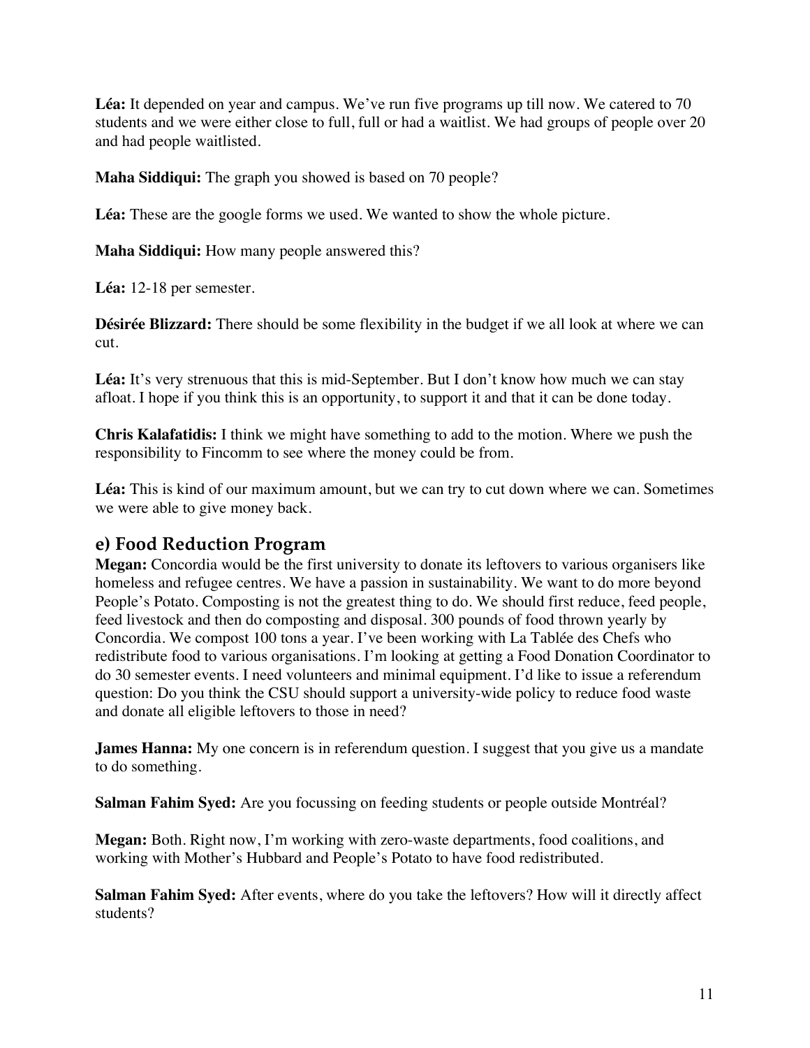**Léa:** It depended on year and campus. We've run five programs up till now. We catered to 70 students and we were either close to full, full or had a waitlist. We had groups of people over 20 and had people waitlisted.

**Maha Siddiqui:** The graph you showed is based on 70 people?

**Léa:** These are the google forms we used. We wanted to show the whole picture.

**Maha Siddiqui:** How many people answered this?

**Léa:** 12-18 per semester.

**Désirée Blizzard:** There should be some flexibility in the budget if we all look at where we can cut.

**Léa:** It's very strenuous that this is mid-September. But I don't know how much we can stay afloat. I hope if you think this is an opportunity, to support it and that it can be done today.

**Chris Kalafatidis:** I think we might have something to add to the motion. Where we push the responsibility to Fincomm to see where the money could be from.

**Léa:** This is kind of our maximum amount, but we can try to cut down where we can. Sometimes we were able to give money back.

## e) Food Reduction Program

**Megan:** Concordia would be the first university to donate its leftovers to various organisers like homeless and refugee centres. We have a passion in sustainability. We want to do more beyond People's Potato. Composting is not the greatest thing to do. We should first reduce, feed people, feed livestock and then do composting and disposal. 300 pounds of food thrown yearly by Concordia. We compost 100 tons a year. I've been working with La Tablée des Chefs who redistribute food to various organisations. I'm looking at getting a Food Donation Coordinator to do 30 semester events. I need volunteers and minimal equipment. I'd like to issue a referendum question: Do you think the CSU should support a university-wide policy to reduce food waste and donate all eligible leftovers to those in need?

**James Hanna:** My one concern is in referendum question. I suggest that you give us a mandate to do something.

**Salman Fahim Syed:** Are you focussing on feeding students or people outside Montréal?

**Megan:** Both. Right now, I'm working with zero-waste departments, food coalitions, and working with Mother's Hubbard and People's Potato to have food redistributed.

**Salman Fahim Syed:** After events, where do you take the leftovers? How will it directly affect students?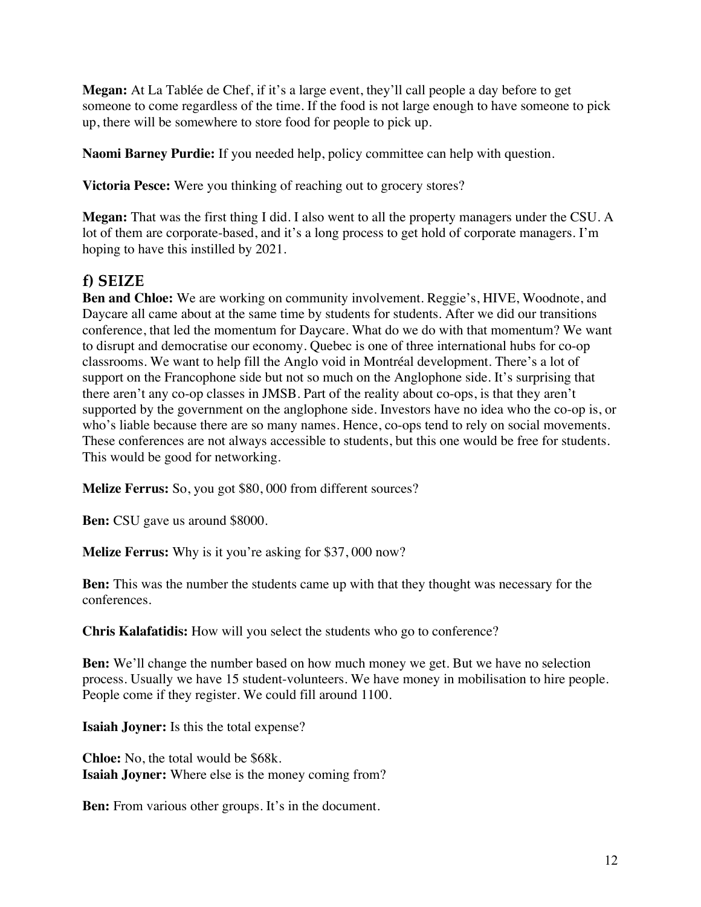**Megan:** At La Tablée de Chef, if it's a large event, they'll call people a day before to get someone to come regardless of the time. If the food is not large enough to have someone to pick up, there will be somewhere to store food for people to pick up.

**Naomi Barney Purdie:** If you needed help, policy committee can help with question.

**Victoria Pesce:** Were you thinking of reaching out to grocery stores?

**Megan:** That was the first thing I did. I also went to all the property managers under the CSU. A lot of them are corporate-based, and it's a long process to get hold of corporate managers. I'm hoping to have this instilled by 2021.

## f) SEIZE

**Ben and Chloe:** We are working on community involvement. Reggie's, HIVE, Woodnote, and Daycare all came about at the same time by students for students. After we did our transitions conference, that led the momentum for Daycare. What do we do with that momentum? We want to disrupt and democratise our economy. Quebec is one of three international hubs for co-op classrooms. We want to help fill the Anglo void in Montréal development. There's a lot of support on the Francophone side but not so much on the Anglophone side. It's surprising that there aren't any co-op classes in JMSB. Part of the reality about co-ops, is that they aren't supported by the government on the anglophone side. Investors have no idea who the co-op is, or who's liable because there are so many names. Hence, co-ops tend to rely on social movements. These conferences are not always accessible to students, but this one would be free for students. This would be good for networking.

**Melize Ferrus:** So, you got $80, 000 from different sources?

**Ben:** CSU gave us around $8000.

**Melize Ferrus:** Why is it you're asking for $37, 000 now?

**Ben:** This was the number the students came up with that they thought was necessary for the conferences.

**Chris Kalafatidis:** How will you select the students who go to conference?

**Ben:** We'll change the number based on how much money we get. But we have no selection process. Usually we have 15 student-volunteers. We have money in mobilisation to hire people. People come if they register. We could fill around 1100.

**Isaiah Joyner:** Is this the total expense?

**Chloe:** No, the total would be $68k.
**Isaiah Joyner:** Where else is the money coming from?

**Ben:** From various other groups. It's in the document.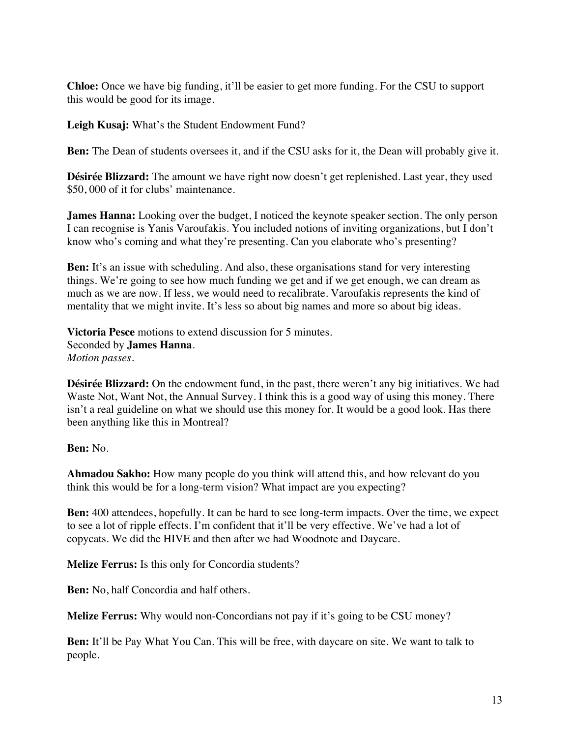**Chloe:** Once we have big funding, it'll be easier to get more funding. For the CSU to support this would be good for its image.

**Leigh Kusaj:** What's the Student Endowment Fund?

**Ben:** The Dean of students oversees it, and if the CSU asks for it, the Dean will probably give it.

**Désirée Blizzard:** The amount we have right now doesn't get replenished. Last year, they used $50, 000 of it for clubs' maintenance.

**James Hanna:** Looking over the budget, I noticed the keynote speaker section. The only person I can recognise is Yanis Varoufakis. You included notions of inviting organizations, but I don't know who's coming and what they're presenting. Can you elaborate who's presenting?

**Ben:** It's an issue with scheduling. And also, these organisations stand for very interesting things. We're going to see how much funding we get and if we get enough, we can dream as much as we are now. If less, we would need to recalibrate. Varoufakis represents the kind of mentality that we might invite. It's less so about big names and more so about big ideas.

**Victoria Pesce** motions to extend discussion for 5 minutes.
Seconded by **James Hanna**.
*Motion passes.*

**Désirée Blizzard:** On the endowment fund, in the past, there weren't any big initiatives. We had Waste Not, Want Not, the Annual Survey. I think this is a good way of using this money. There isn't a real guideline on what we should use this money for. It would be a good look. Has there been anything like this in Montreal?

**Ben:** No.

**Ahmadou Sakho:** How many people do you think will attend this, and how relevant do you think this would be for a long-term vision? What impact are you expecting?

**Ben:** 400 attendees, hopefully. It can be hard to see long-term impacts. Over the time, we expect to see a lot of ripple effects. I'm confident that it'll be very effective. We've had a lot of copycats. We did the HIVE and then after we had Woodnote and Daycare.

**Melize Ferrus:** Is this only for Concordia students?

**Ben:** No, half Concordia and half others.

**Melize Ferrus:** Why would non-Concordians not pay if it's going to be CSU money?

**Ben:** It'll be Pay What You Can. This will be free, with daycare on site. We want to talk to people.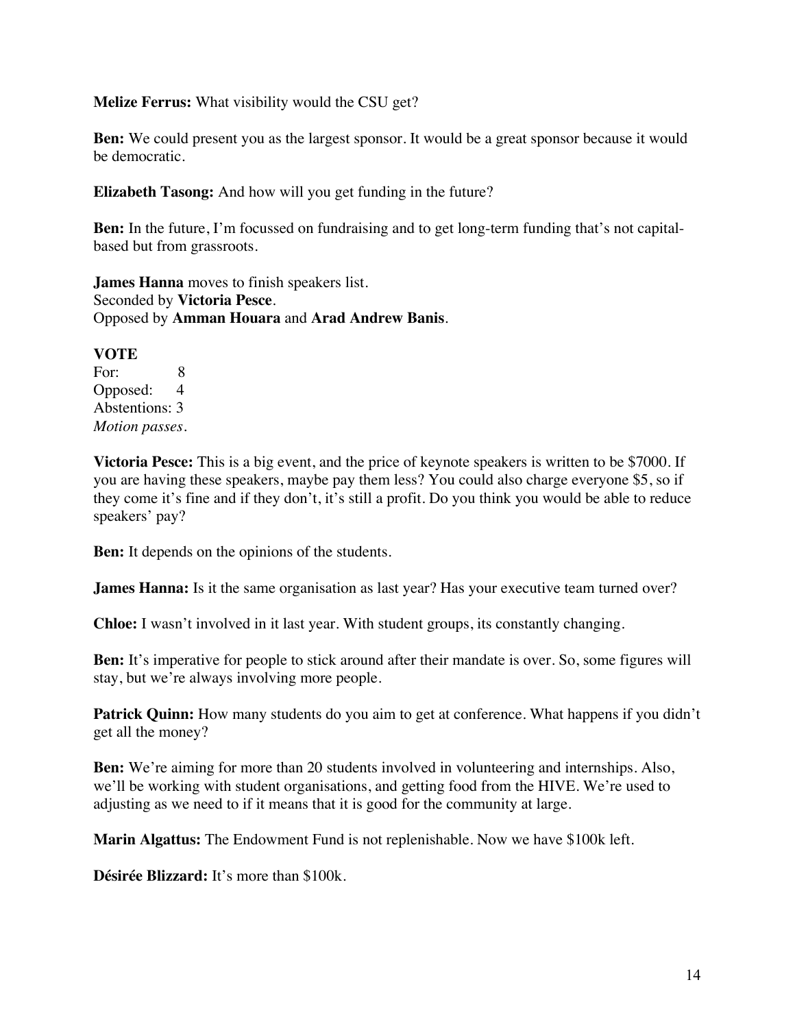**Melize Ferrus:** What visibility would the CSU get?

**Ben:** We could present you as the largest sponsor. It would be a great sponsor because it would be democratic.

**Elizabeth Tasong:** And how will you get funding in the future?

**Ben:** In the future, I'm focussed on fundraising and to get long-term funding that's not capital-based but from grassroots.

**James Hanna** moves to finish speakers list.
Seconded by **Victoria Pesce**.
Opposed by **Amman Houara** and **Arad Andrew Banis**.

**VOTE**
For: 8
Opposed: 4
Abstentions: 3
*Motion passes.*

**Victoria Pesce:** This is a big event, and the price of keynote speakers is written to be $7000. If you are having these speakers, maybe pay them less? You could also charge everyone $5, so if they come it's fine and if they don't, it's still a profit. Do you think you would be able to reduce speakers' pay?

**Ben:** It depends on the opinions of the students.

**James Hanna:** Is it the same organisation as last year? Has your executive team turned over?

**Chloe:** I wasn't involved in it last year. With student groups, its constantly changing.

**Ben:** It's imperative for people to stick around after their mandate is over. So, some figures will stay, but we're always involving more people.

**Patrick Quinn:** How many students do you aim to get at conference. What happens if you didn't get all the money?

**Ben:** We're aiming for more than 20 students involved in volunteering and internships. Also, we'll be working with student organisations, and getting food from the HIVE. We're used to adjusting as we need to if it means that it is good for the community at large.

**Marin Algattus:** The Endowment Fund is not replenishable. Now we have $100k left.

**Désirée Blizzard:** It's more than $100k.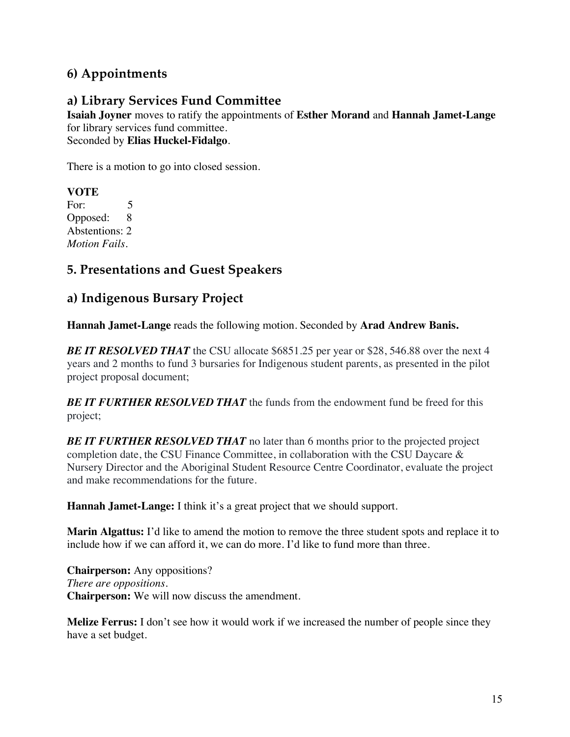## 6) Appointments

## a) Library Services Fund Committee

**Isaiah Joyner** moves to ratify the appointments of **Esther Morand** and **Hannah Jamet-Lange** for library services fund committee.
Seconded by **Elias Huckel-Fidalgo**.

There is a motion to go into closed session.

**VOTE**
For: 5
Opposed: 8
Abstentions: 2
*Motion Fails*.

## 5. Presentations and Guest Speakers

## a) Indigenous Bursary Project

**Hannah Jamet-Lange** reads the following motion. Seconded by **Arad Andrew Banis.**

***BE IT RESOLVED THAT*** the CSU allocate $6851.25 per year or $28, 546.88 over the next 4 years and 2 months to fund 3 bursaries for Indigenous student parents, as presented in the pilot project proposal document;

***BE IT FURTHER RESOLVED THAT*** the funds from the endowment fund be freed for this project;

***BE IT FURTHER RESOLVED THAT*** no later than 6 months prior to the projected project completion date, the CSU Finance Committee, in collaboration with the CSU Daycare & Nursery Director and the Aboriginal Student Resource Centre Coordinator, evaluate the project and make recommendations for the future.

**Hannah Jamet-Lange:** I think it's a great project that we should support.

**Marin Algattus:** I'd like to amend the motion to remove the three student spots and replace it to include how if we can afford it, we can do more. I'd like to fund more than three.

**Chairperson:** Any oppositions?
*There are oppositions.*
**Chairperson:** We will now discuss the amendment.

**Melize Ferrus:** I don't see how it would work if we increased the number of people since they have a set budget.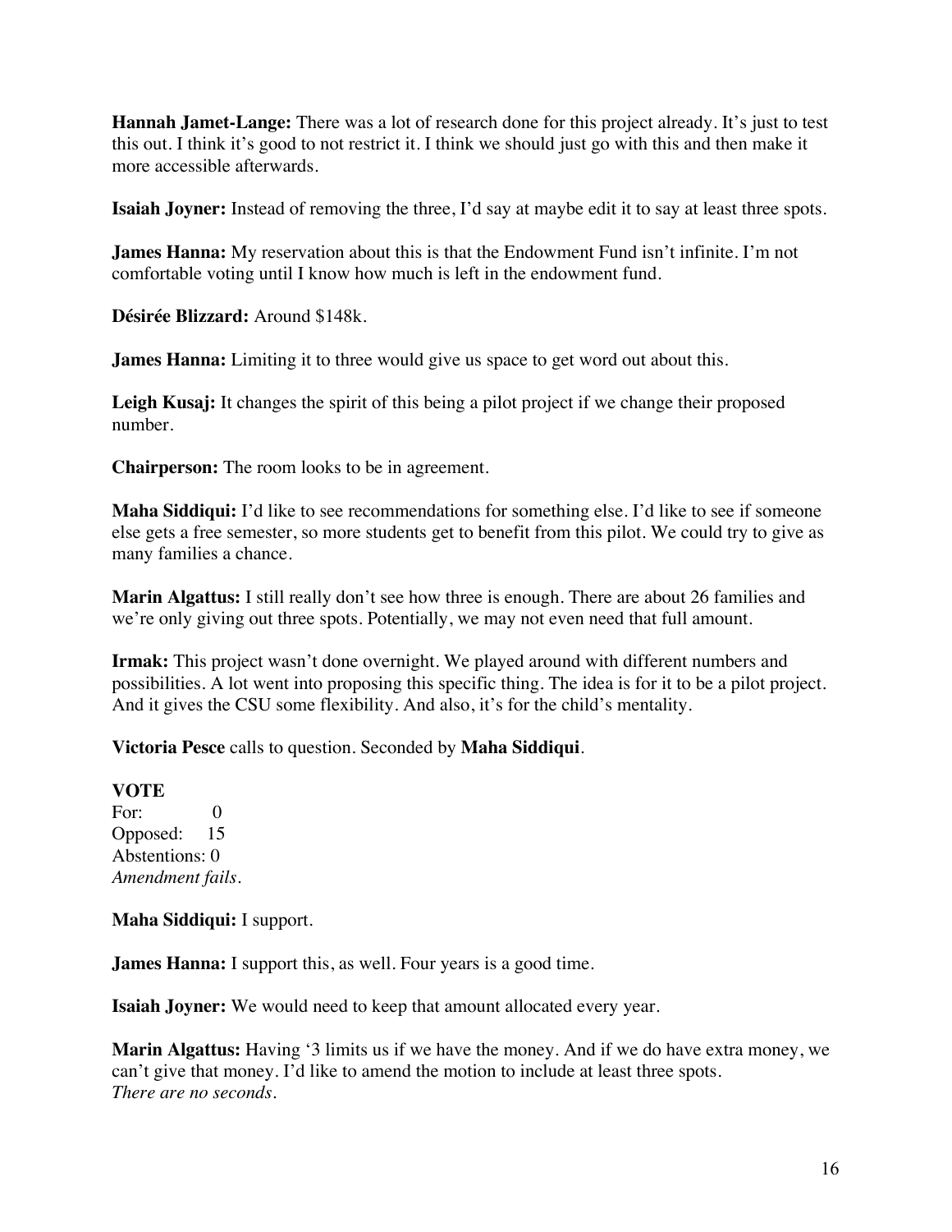**Hannah Jamet-Lange:** There was a lot of research done for this project already. It's just to test this out. I think it's good to not restrict it. I think we should just go with this and then make it more accessible afterwards.

**Isaiah Joyner:** Instead of removing the three, I'd say at maybe edit it to say at least three spots.

**James Hanna:** My reservation about this is that the Endowment Fund isn't infinite. I'm not comfortable voting until I know how much is left in the endowment fund.

**Désirée Blizzard:** Around $148k.

**James Hanna:** Limiting it to three would give us space to get word out about this.

**Leigh Kusaj:** It changes the spirit of this being a pilot project if we change their proposed number.

**Chairperson:** The room looks to be in agreement.

**Maha Siddiqui:** I'd like to see recommendations for something else. I'd like to see if someone else gets a free semester, so more students get to benefit from this pilot. We could try to give as many families a chance.

**Marin Algattus:** I still really don't see how three is enough. There are about 26 families and we're only giving out three spots. Potentially, we may not even need that full amount.

**Irmak:** This project wasn't done overnight. We played around with different numbers and possibilities. A lot went into proposing this specific thing. The idea is for it to be a pilot project. And it gives the CSU some flexibility. And also, it's for the child's mentality.

**Victoria Pesce** calls to question. Seconded by **Maha Siddiqui**.

**VOTE**
For: 0
Opposed: 15
Abstentions: 0
*Amendment fails.*

**Maha Siddiqui:** I support.

**James Hanna:** I support this, as well. Four years is a good time.

**Isaiah Joyner:** We would need to keep that amount allocated every year.

**Marin Algattus:** Having '3 limits us if we have the money. And if we do have extra money, we can't give that money. I'd like to amend the motion to include at least three spots.
*There are no seconds.*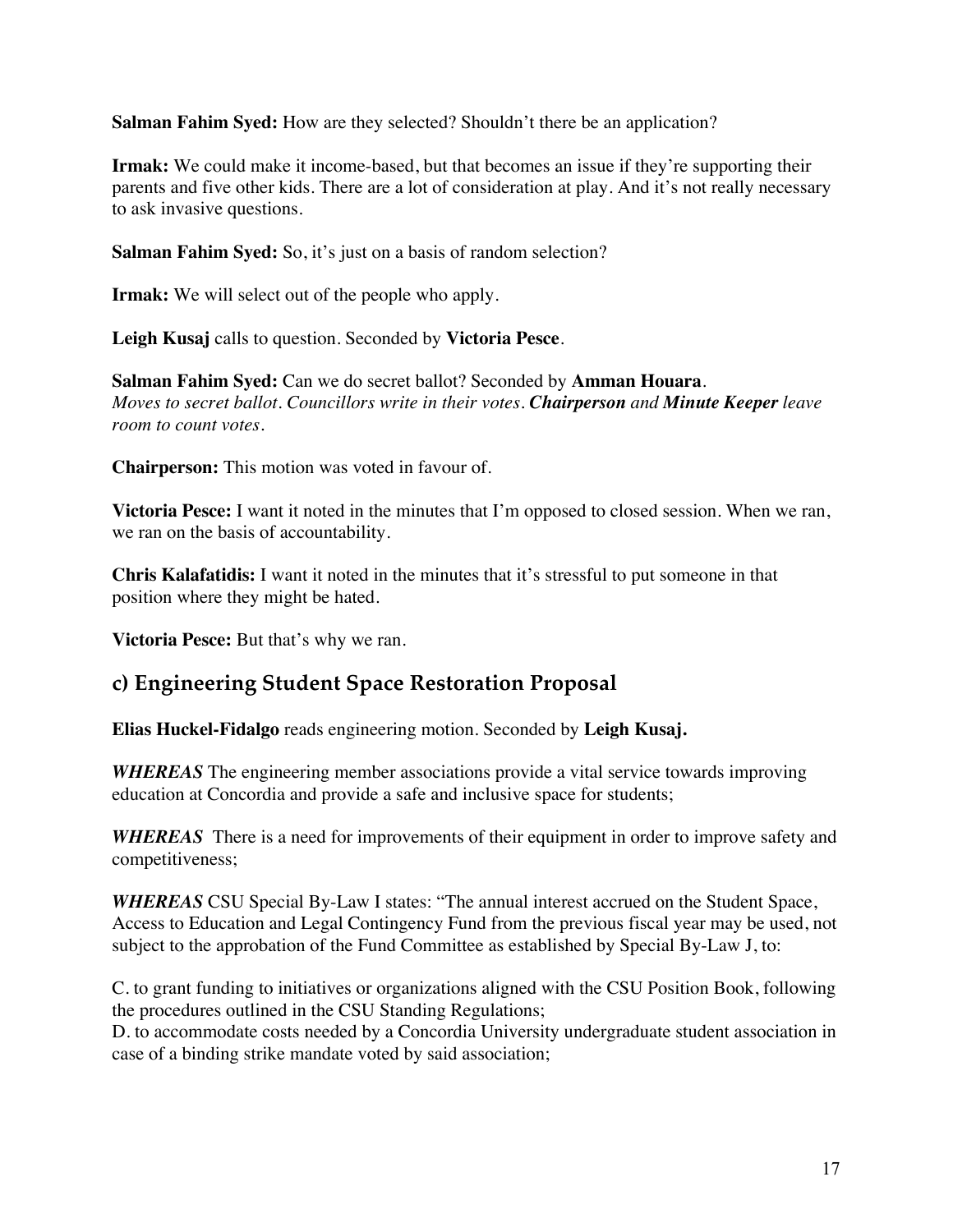**Salman Fahim Syed:** How are they selected? Shouldn't there be an application?

**Irmak:** We could make it income-based, but that becomes an issue if they're supporting their parents and five other kids. There are a lot of consideration at play. And it's not really necessary to ask invasive questions.

**Salman Fahim Syed:** So, it's just on a basis of random selection?

**Irmak:** We will select out of the people who apply.

**Leigh Kusaj** calls to question. Seconded by **Victoria Pesce**.

**Salman Fahim Syed:** Can we do secret ballot? Seconded by **Amman Houara**.
*Moves to secret ballot. Councillors write in their votes.* ***Chairperson*** *and* ***Minute Keeper*** *leave room to count votes.*

**Chairperson:** This motion was voted in favour of.

**Victoria Pesce:** I want it noted in the minutes that I'm opposed to closed session. When we ran, we ran on the basis of accountability.

**Chris Kalafatidis:** I want it noted in the minutes that it's stressful to put someone in that position where they might be hated.

**Victoria Pesce:** But that's why we ran.

## c) Engineering Student Space Restoration Proposal

**Elias Huckel-Fidalgo** reads engineering motion. Seconded by **Leigh Kusaj.**

***WHEREAS*** The engineering member associations provide a vital service towards improving education at Concordia and provide a safe and inclusive space for students;

***WHEREAS*** There is a need for improvements of their equipment in order to improve safety and competitiveness;

***WHEREAS*** CSU Special By-Law I states: "The annual interest accrued on the Student Space, Access to Education and Legal Contingency Fund from the previous fiscal year may be used, not subject to the approbation of the Fund Committee as established by Special By-Law J, to:

C. to grant funding to initiatives or organizations aligned with the CSU Position Book, following the procedures outlined in the CSU Standing Regulations;
D. to accommodate costs needed by a Concordia University undergraduate student association in case of a binding strike mandate voted by said association;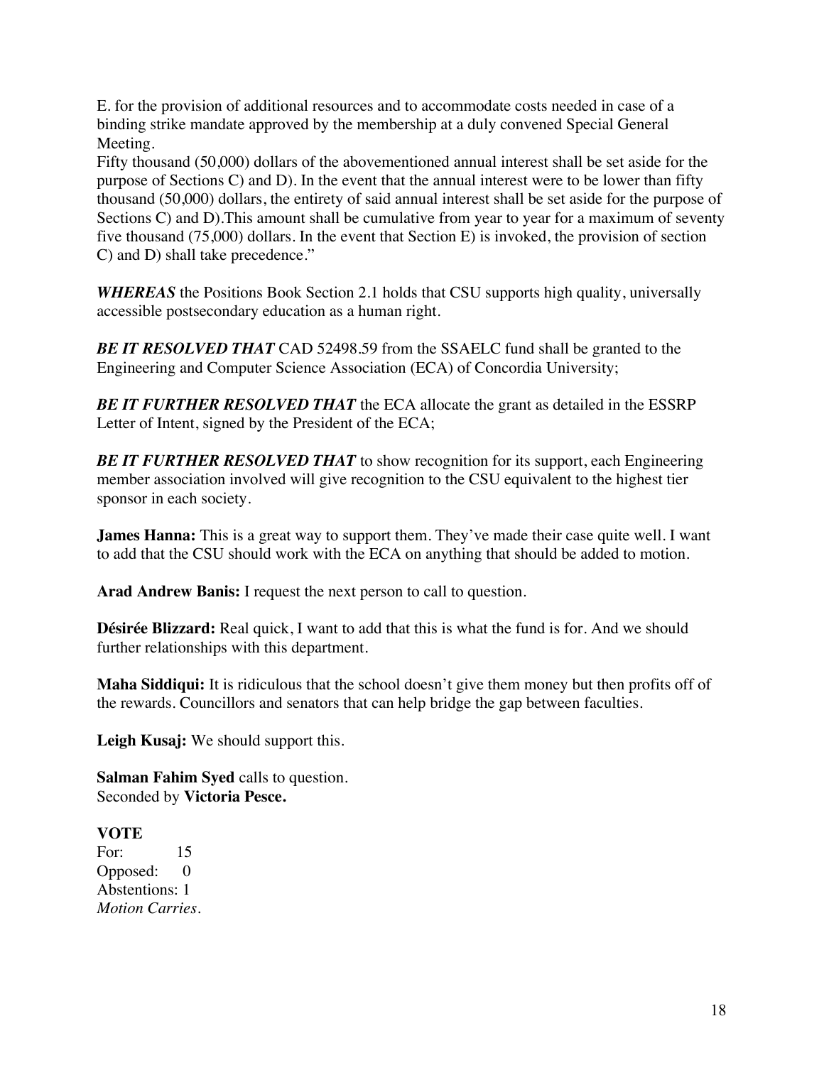E. for the provision of additional resources and to accommodate costs needed in case of a binding strike mandate approved by the membership at a duly convened Special General Meeting.
Fifty thousand (50,000) dollars of the abovementioned annual interest shall be set aside for the purpose of Sections C) and D). In the event that the annual interest were to be lower than fifty thousand (50,000) dollars, the entirety of said annual interest shall be set aside for the purpose of Sections C) and D).This amount shall be cumulative from year to year for a maximum of seventy five thousand (75,000) dollars. In the event that Section E) is invoked, the provision of section C) and D) shall take precedence."

***WHEREAS*** the Positions Book Section 2.1 holds that CSU supports high quality, universally accessible postsecondary education as a human right.

***BE IT RESOLVED THAT*** CAD 52498.59 from the SSAELC fund shall be granted to the Engineering and Computer Science Association (ECA) of Concordia University;

***BE IT FURTHER RESOLVED THAT*** the ECA allocate the grant as detailed in the ESSRP Letter of Intent, signed by the President of the ECA;

***BE IT FURTHER RESOLVED THAT*** to show recognition for its support, each Engineering member association involved will give recognition to the CSU equivalent to the highest tier sponsor in each society.

**James Hanna:** This is a great way to support them. They've made their case quite well. I want to add that the CSU should work with the ECA on anything that should be added to motion.

**Arad Andrew Banis:** I request the next person to call to question.

**Désirée Blizzard:** Real quick, I want to add that this is what the fund is for. And we should further relationships with this department.

**Maha Siddiqui:** It is ridiculous that the school doesn't give them money but then profits off of the rewards. Councillors and senators that can help bridge the gap between faculties.

**Leigh Kusaj:** We should support this.

**Salman Fahim Syed** calls to question.
Seconded by **Victoria Pesce.**

**VOTE**
For: 15
Opposed: 0
Abstentions: 1
*Motion Carries.*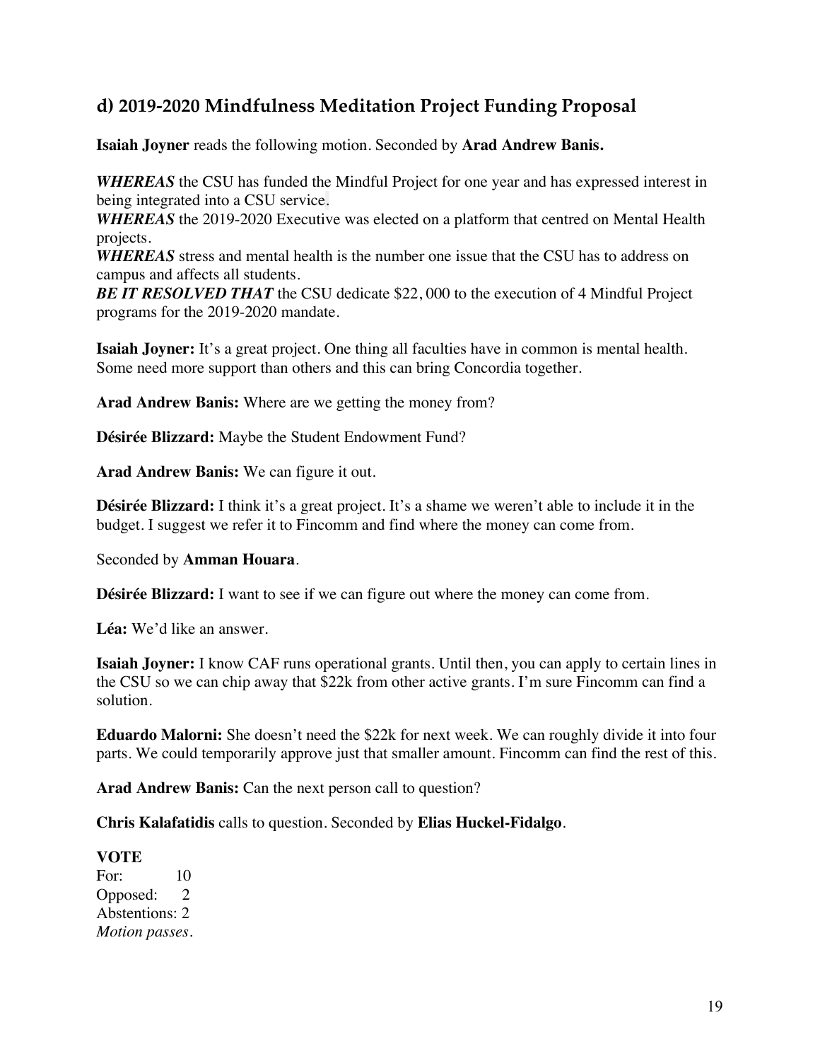## d) 2019-2020 Mindfulness Meditation Project Funding Proposal

**Isaiah Joyner** reads the following motion. Seconded by **Arad Andrew Banis.**

***WHEREAS*** the CSU has funded the Mindful Project for one year and has expressed interest in being integrated into a CSU service.
***WHEREAS*** the 2019-2020 Executive was elected on a platform that centred on Mental Health projects.
***WHEREAS*** stress and mental health is the number one issue that the CSU has to address on campus and affects all students.
***BE IT RESOLVED THAT*** the CSU dedicate $22, 000 to the execution of 4 Mindful Project programs for the 2019-2020 mandate.

**Isaiah Joyner:** It's a great project. One thing all faculties have in common is mental health. Some need more support than others and this can bring Concordia together.

**Arad Andrew Banis:** Where are we getting the money from?

**Désirée Blizzard:** Maybe the Student Endowment Fund?

**Arad Andrew Banis:** We can figure it out.

**Désirée Blizzard:** I think it's a great project. It's a shame we weren't able to include it in the budget. I suggest we refer it to Fincomm and find where the money can come from.

Seconded by **Amman Houara**.

**Désirée Blizzard:** I want to see if we can figure out where the money can come from.

**Léa:** We'd like an answer.

**Isaiah Joyner:** I know CAF runs operational grants. Until then, you can apply to certain lines in the CSU so we can chip away that $22k from other active grants. I'm sure Fincomm can find a solution.

**Eduardo Malorni:** She doesn't need the $22k for next week. We can roughly divide it into four parts. We could temporarily approve just that smaller amount. Fincomm can find the rest of this.

**Arad Andrew Banis:** Can the next person call to question?

**Chris Kalafatidis** calls to question. Seconded by **Elias Huckel-Fidalgo**.

**VOTE**
For: 10
Opposed: 2
Abstentions: 2
*Motion passes.*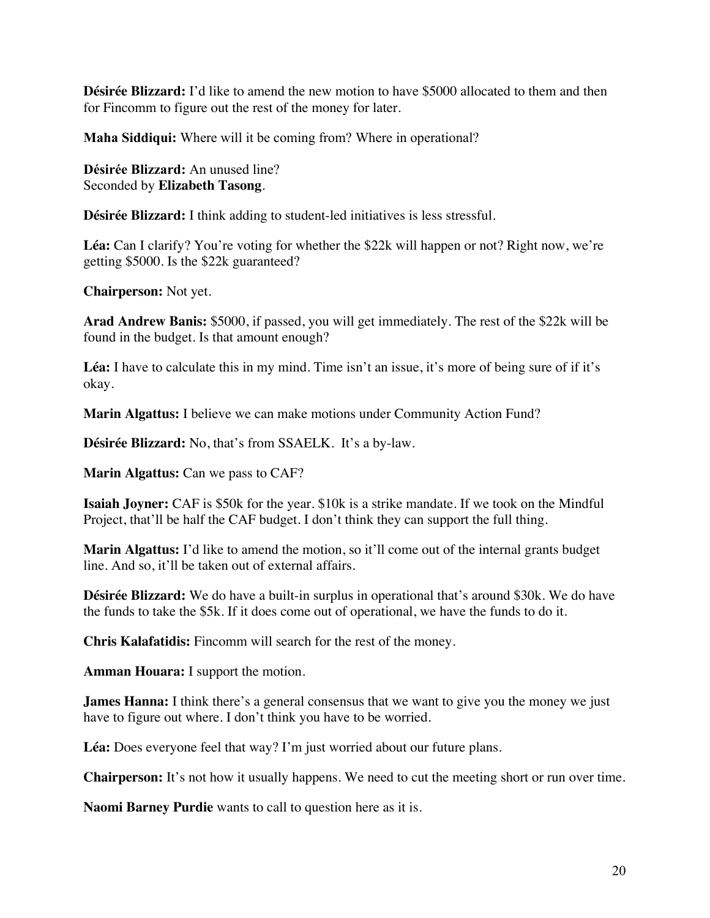**Désirée Blizzard:** I'd like to amend the new motion to have $5000 allocated to them and then for Fincomm to figure out the rest of the money for later.

**Maha Siddiqui:** Where will it be coming from? Where in operational?

**Désirée Blizzard:** An unused line?
Seconded by **Elizabeth Tasong**.

**Désirée Blizzard:** I think adding to student-led initiatives is less stressful.

**Léa:** Can I clarify? You're voting for whether the $22k will happen or not? Right now, we're getting $5000. Is the $22k guaranteed?

**Chairperson:** Not yet.

**Arad Andrew Banis:** $5000, if passed, you will get immediately. The rest of the $22k will be found in the budget. Is that amount enough?

**Léa:** I have to calculate this in my mind. Time isn't an issue, it's more of being sure of if it's okay.

**Marin Algattus:** I believe we can make motions under Community Action Fund?

**Désirée Blizzard:** No, that's from SSAELK. It's a by-law.

**Marin Algattus:** Can we pass to CAF?

**Isaiah Joyner:** CAF is $50k for the year. $10k is a strike mandate. If we took on the Mindful Project, that'll be half the CAF budget. I don't think they can support the full thing.

**Marin Algattus:** I'd like to amend the motion, so it'll come out of the internal grants budget line. And so, it'll be taken out of external affairs.

**Désirée Blizzard:** We do have a built-in surplus in operational that's around $30k. We do have the funds to take the $5k. If it does come out of operational, we have the funds to do it.

**Chris Kalafatidis:** Fincomm will search for the rest of the money.

**Amman Houara:** I support the motion.

**James Hanna:** I think there's a general consensus that we want to give you the money we just have to figure out where. I don't think you have to be worried.

**Léa:** Does everyone feel that way? I'm just worried about our future plans.

**Chairperson:** It's not how it usually happens. We need to cut the meeting short or run over time.

**Naomi Barney Purdie** wants to call to question here as it is.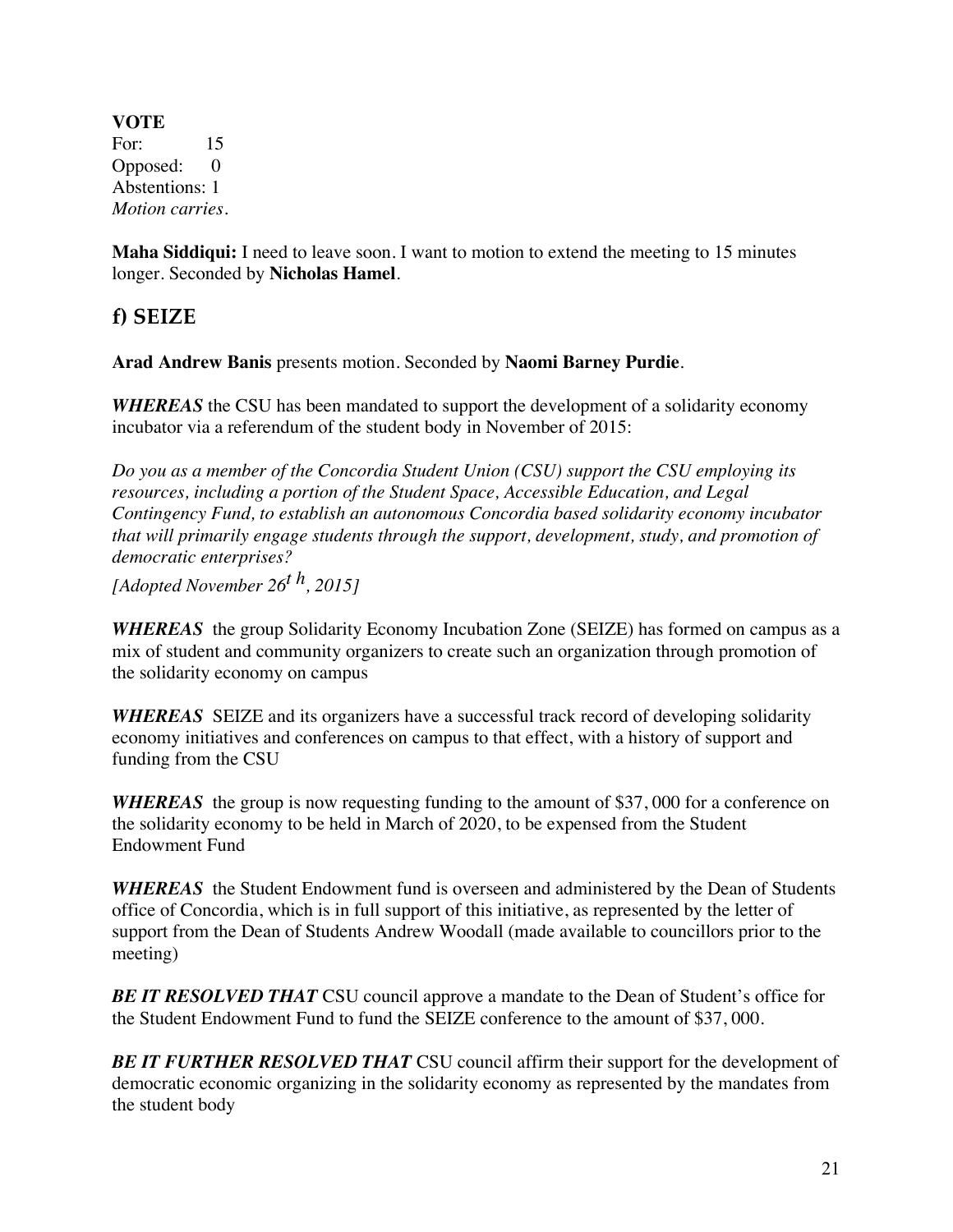**VOTE**
For: 15
Opposed: 0
Abstentions: 1
*Motion carries.*

**Maha Siddiqui:** I need to leave soon. I want to motion to extend the meeting to 15 minutes longer. Seconded by **Nicholas Hamel**.

## f) SEIZE

**Arad Andrew Banis** presents motion. Seconded by **Naomi Barney Purdie**.

***WHEREAS*** the CSU has been mandated to support the development of a solidarity economy incubator via a referendum of the student body in November of 2015:

*Do you as a member of the Concordia Student Union (CSU) support the CSU employing its resources, including a portion of the Student Space, Accessible Education, and Legal Contingency Fund, to establish an autonomous Concordia based solidarity economy incubator that will primarily engage students through the support, development, study, and promotion of democratic enterprises?*

*[Adopted November 26th, 2015]*

***WHEREAS*** the group Solidarity Economy Incubation Zone (SEIZE) has formed on campus as a mix of student and community organizers to create such an organization through promotion of the solidarity economy on campus

***WHEREAS*** SEIZE and its organizers have a successful track record of developing solidarity economy initiatives and conferences on campus to that effect, with a history of support and funding from the CSU

***WHEREAS*** the group is now requesting funding to the amount of $37, 000 for a conference on the solidarity economy to be held in March of 2020, to be expensed from the Student Endowment Fund

***WHEREAS*** the Student Endowment fund is overseen and administered by the Dean of Students office of Concordia, which is in full support of this initiative, as represented by the letter of support from the Dean of Students Andrew Woodall (made available to councillors prior to the meeting)

***BE IT RESOLVED THAT*** CSU council approve a mandate to the Dean of Student's office for the Student Endowment Fund to fund the SEIZE conference to the amount of $37, 000.

***BE IT FURTHER RESOLVED THAT*** CSU council affirm their support for the development of democratic economic organizing in the solidarity economy as represented by the mandates from the student body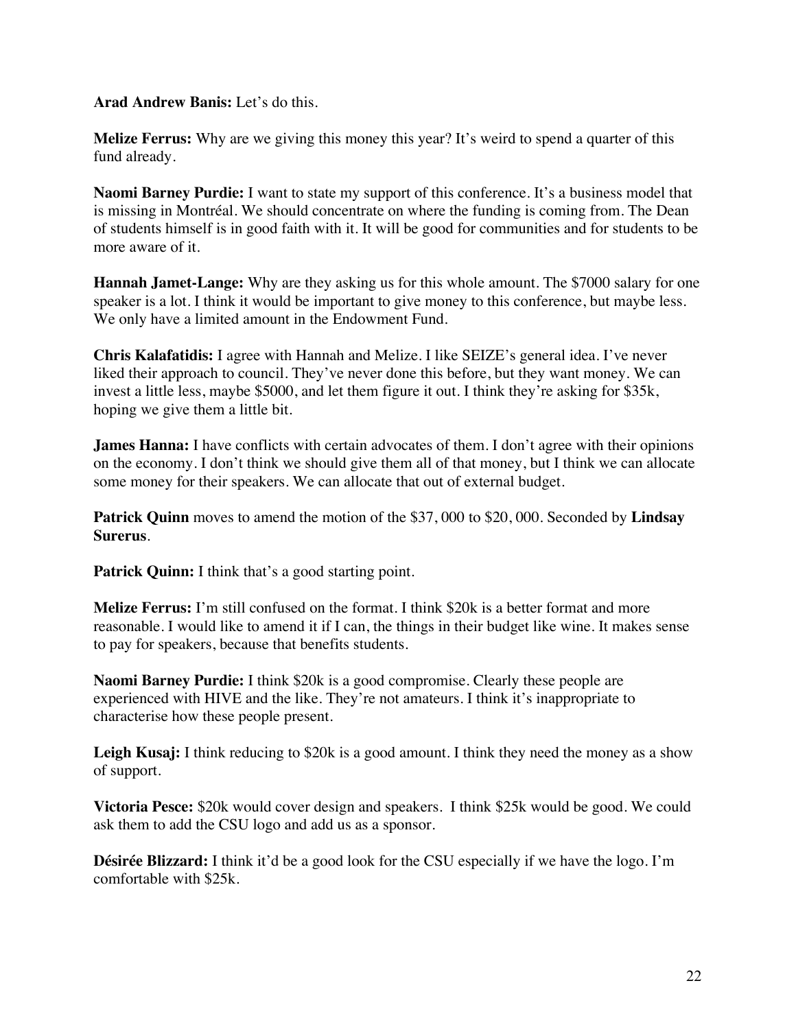**Arad Andrew Banis:** Let's do this.

**Melize Ferrus:** Why are we giving this money this year? It's weird to spend a quarter of this fund already.

**Naomi Barney Purdie:** I want to state my support of this conference. It's a business model that is missing in Montréal. We should concentrate on where the funding is coming from. The Dean of students himself is in good faith with it. It will be good for communities and for students to be more aware of it.

**Hannah Jamet-Lange:** Why are they asking us for this whole amount. The $7000 salary for one speaker is a lot. I think it would be important to give money to this conference, but maybe less. We only have a limited amount in the Endowment Fund.

**Chris Kalafatidis:** I agree with Hannah and Melize. I like SEIZE's general idea. I've never liked their approach to council. They've never done this before, but they want money. We can invest a little less, maybe $5000, and let them figure it out. I think they're asking for $35k, hoping we give them a little bit.

**James Hanna:** I have conflicts with certain advocates of them. I don't agree with their opinions on the economy. I don't think we should give them all of that money, but I think we can allocate some money for their speakers. We can allocate that out of external budget.

**Patrick Quinn** moves to amend the motion of the $37, 000 to $20, 000. Seconded by **Lindsay Surerus**.

**Patrick Quinn:** I think that's a good starting point.

**Melize Ferrus:** I'm still confused on the format. I think $20k is a better format and more reasonable. I would like to amend it if I can, the things in their budget like wine. It makes sense to pay for speakers, because that benefits students.

**Naomi Barney Purdie:** I think $20k is a good compromise. Clearly these people are experienced with HIVE and the like. They're not amateurs. I think it's inappropriate to characterise how these people present.

**Leigh Kusaj:** I think reducing to $20k is a good amount. I think they need the money as a show of support.

**Victoria Pesce:** $20k would cover design and speakers. I think $25k would be good. We could ask them to add the CSU logo and add us as a sponsor.

**Désirée Blizzard:** I think it'd be a good look for the CSU especially if we have the logo. I'm comfortable with $25k.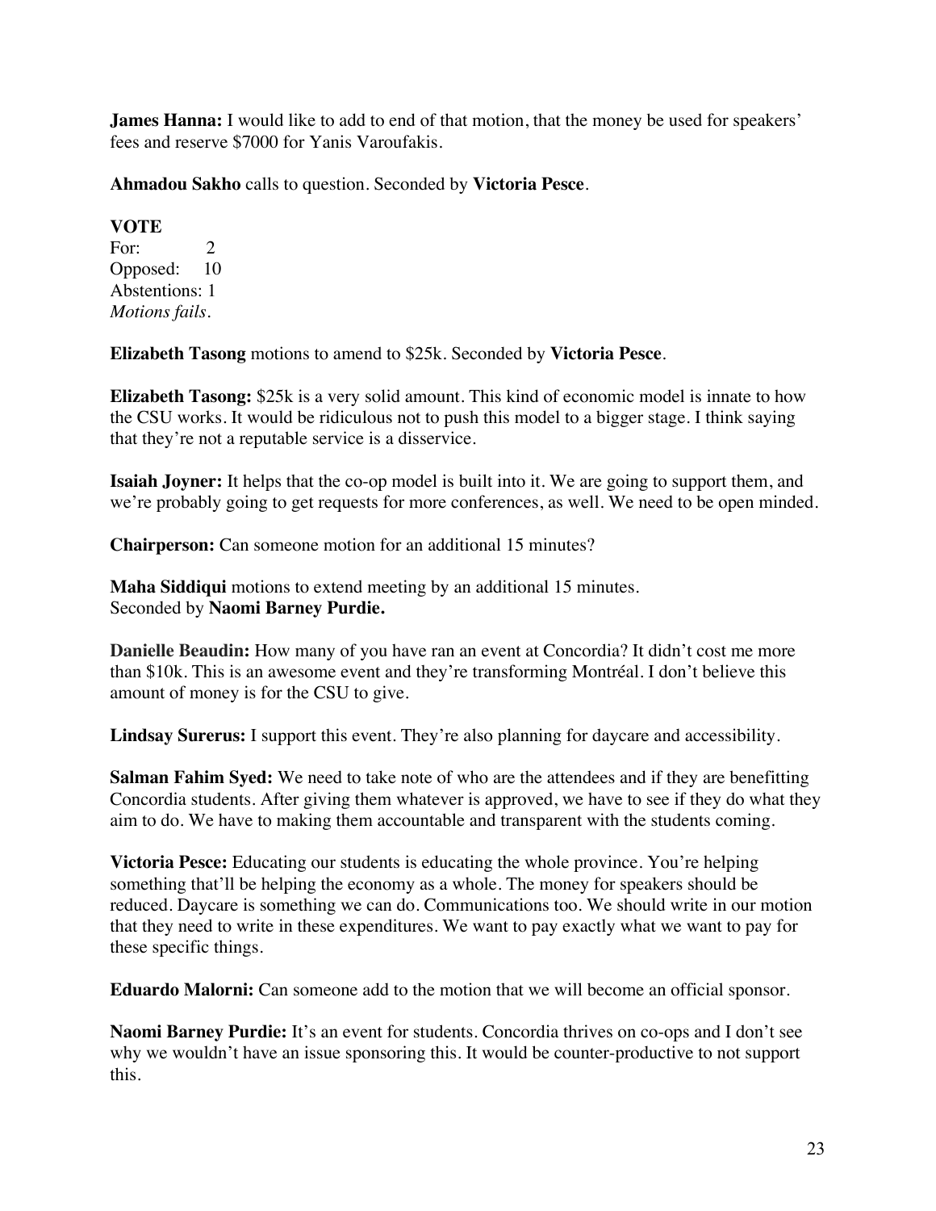**James Hanna:** I would like to add to end of that motion, that the money be used for speakers' fees and reserve $7000 for Yanis Varoufakis.

**Ahmadou Sakho** calls to question. Seconded by **Victoria Pesce**.

**VOTE**
For: 2
Opposed: 10
Abstentions: 1
*Motions fails.*

**Elizabeth Tasong** motions to amend to $25k. Seconded by **Victoria Pesce**.

**Elizabeth Tasong:** $25k is a very solid amount. This kind of economic model is innate to how the CSU works. It would be ridiculous not to push this model to a bigger stage. I think saying that they're not a reputable service is a disservice.

**Isaiah Joyner:** It helps that the co-op model is built into it. We are going to support them, and we're probably going to get requests for more conferences, as well. We need to be open minded.

**Chairperson:** Can someone motion for an additional 15 minutes?

**Maha Siddiqui** motions to extend meeting by an additional 15 minutes.
Seconded by **Naomi Barney Purdie.**

**Danielle Beaudin:** How many of you have ran an event at Concordia? It didn't cost me more than $10k. This is an awesome event and they're transforming Montréal. I don't believe this amount of money is for the CSU to give.

**Lindsay Surerus:** I support this event. They're also planning for daycare and accessibility.

**Salman Fahim Syed:** We need to take note of who are the attendees and if they are benefitting Concordia students. After giving them whatever is approved, we have to see if they do what they aim to do. We have to making them accountable and transparent with the students coming.

**Victoria Pesce:** Educating our students is educating the whole province. You're helping something that'll be helping the economy as a whole. The money for speakers should be reduced. Daycare is something we can do. Communications too. We should write in our motion that they need to write in these expenditures. We want to pay exactly what we want to pay for these specific things.

**Eduardo Malorni:** Can someone add to the motion that we will become an official sponsor.

**Naomi Barney Purdie:** It's an event for students. Concordia thrives on co-ops and I don't see why we wouldn't have an issue sponsoring this. It would be counter-productive to not support this.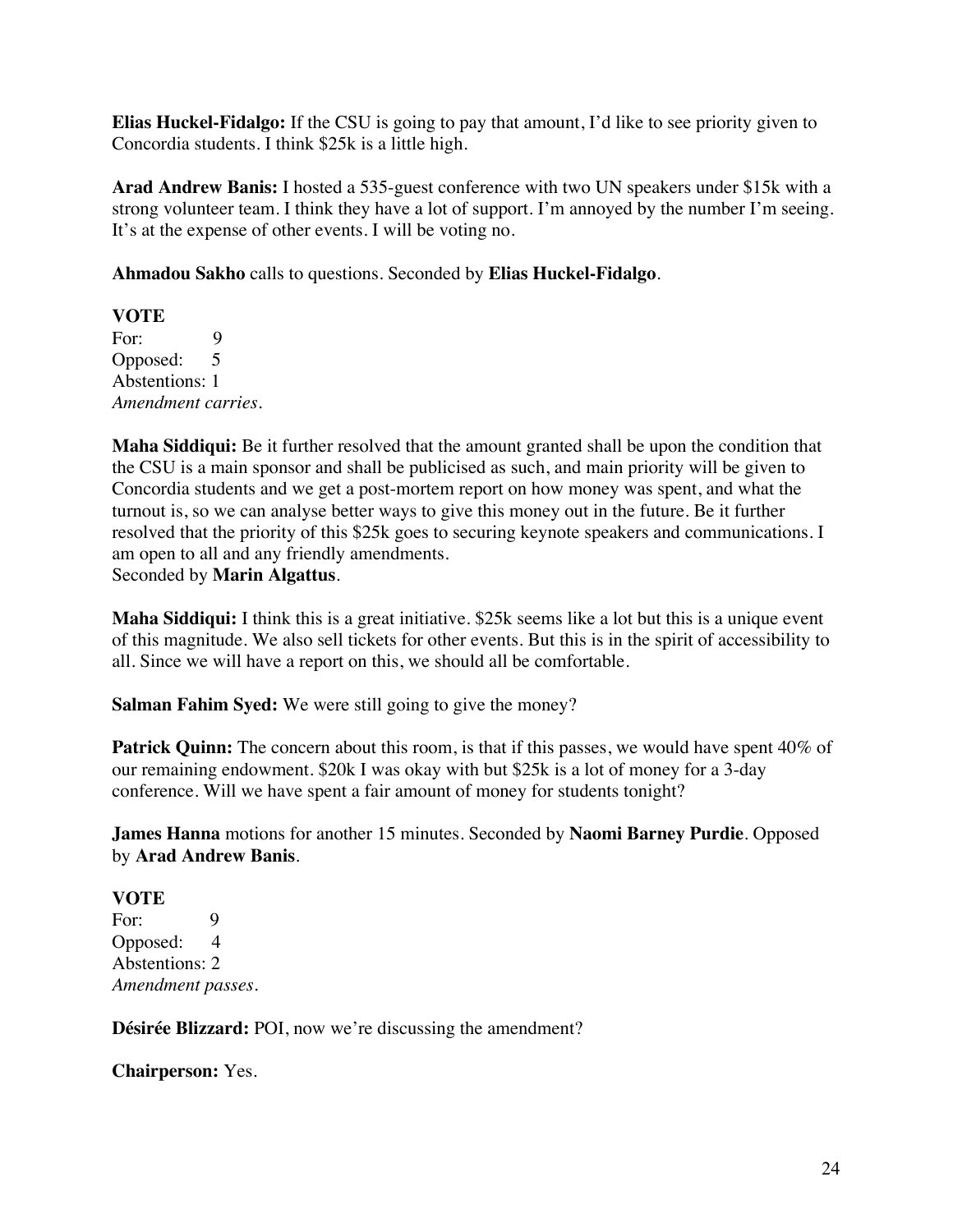**Elias Huckel-Fidalgo:** If the CSU is going to pay that amount, I'd like to see priority given to Concordia students. I think $25k is a little high.

**Arad Andrew Banis:** I hosted a 535-guest conference with two UN speakers under $15k with a strong volunteer team. I think they have a lot of support. I'm annoyed by the number I'm seeing. It's at the expense of other events. I will be voting no.

**Ahmadou Sakho** calls to questions. Seconded by **Elias Huckel-Fidalgo**.

**VOTE**
For: 9
Opposed: 5
Abstentions: 1
*Amendment carries.*

**Maha Siddiqui:** Be it further resolved that the amount granted shall be upon the condition that the CSU is a main sponsor and shall be publicised as such, and main priority will be given to Concordia students and we get a post-mortem report on how money was spent, and what the turnout is, so we can analyse better ways to give this money out in the future. Be it further resolved that the priority of this $25k goes to securing keynote speakers and communications. I am open to all and any friendly amendments.
Seconded by **Marin Algattus**.

**Maha Siddiqui:** I think this is a great initiative. $25k seems like a lot but this is a unique event of this magnitude. We also sell tickets for other events. But this is in the spirit of accessibility to all. Since we will have a report on this, we should all be comfortable.

**Salman Fahim Syed:** We were still going to give the money?

**Patrick Quinn:** The concern about this room, is that if this passes, we would have spent 40% of our remaining endowment. $20k I was okay with but $25k is a lot of money for a 3-day conference. Will we have spent a fair amount of money for students tonight?

**James Hanna** motions for another 15 minutes. Seconded by **Naomi Barney Purdie**. Opposed by **Arad Andrew Banis**.

**VOTE**
For: 9
Opposed: 4
Abstentions: 2
*Amendment passes.*

**Désirée Blizzard:** POI, now we're discussing the amendment?

**Chairperson:** Yes.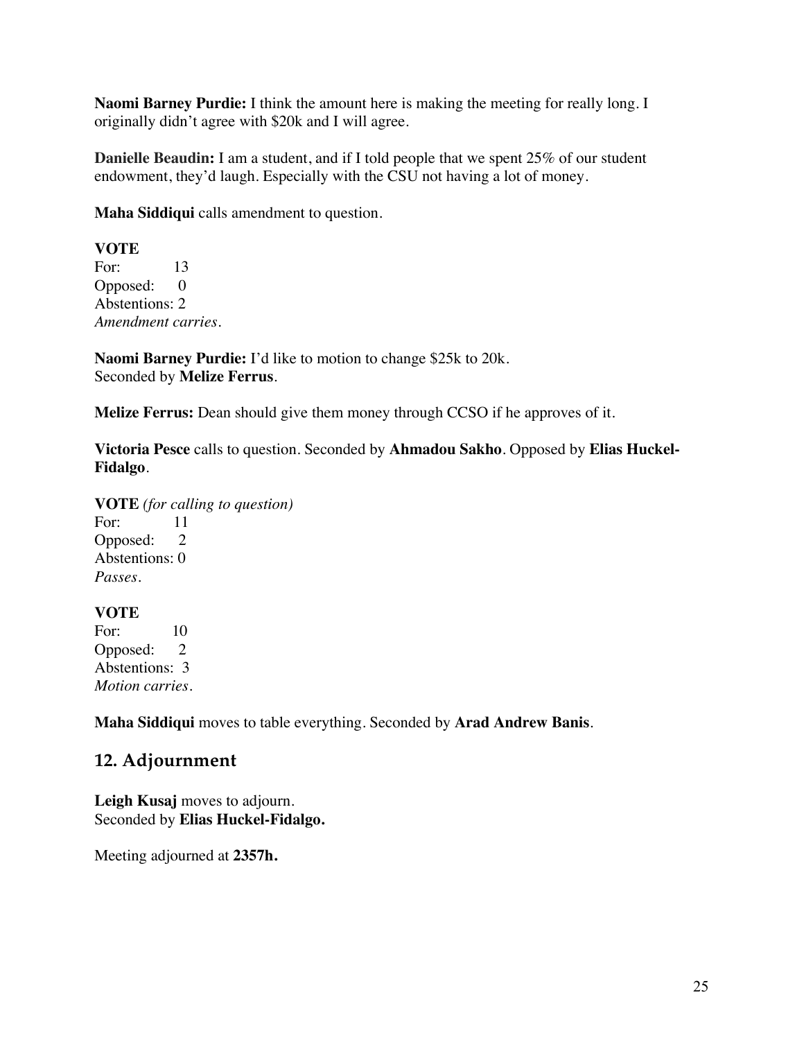**Naomi Barney Purdie:** I think the amount here is making the meeting for really long. I originally didn't agree with $20k and I will agree.

**Danielle Beaudin:** I am a student, and if I told people that we spent 25% of our student endowment, they'd laugh. Especially with the CSU not having a lot of money.

**Maha Siddiqui** calls amendment to question.

**VOTE**
For: 13
Opposed: 0
Abstentions: 2
*Amendment carries.*

**Naomi Barney Purdie:** I'd like to motion to change $25k to 20k.
Seconded by **Melize Ferrus**.

**Melize Ferrus:** Dean should give them money through CCSO if he approves of it.

**Victoria Pesce** calls to question. Seconded by **Ahmadou Sakho**. Opposed by **Elias Huckel-Fidalgo**.

**VOTE** *(for calling to question)*
For: 11
Opposed: 2
Abstentions: 0
*Passes.*

**VOTE**
For: 10
Opposed: 2
Abstentions: 3
*Motion carries.*

**Maha Siddiqui** moves to table everything. Seconded by **Arad Andrew Banis**.

## 12. Adjournment

**Leigh Kusaj** moves to adjourn.
Seconded by **Elias Huckel-Fidalgo.**

Meeting adjourned at **2357h.**